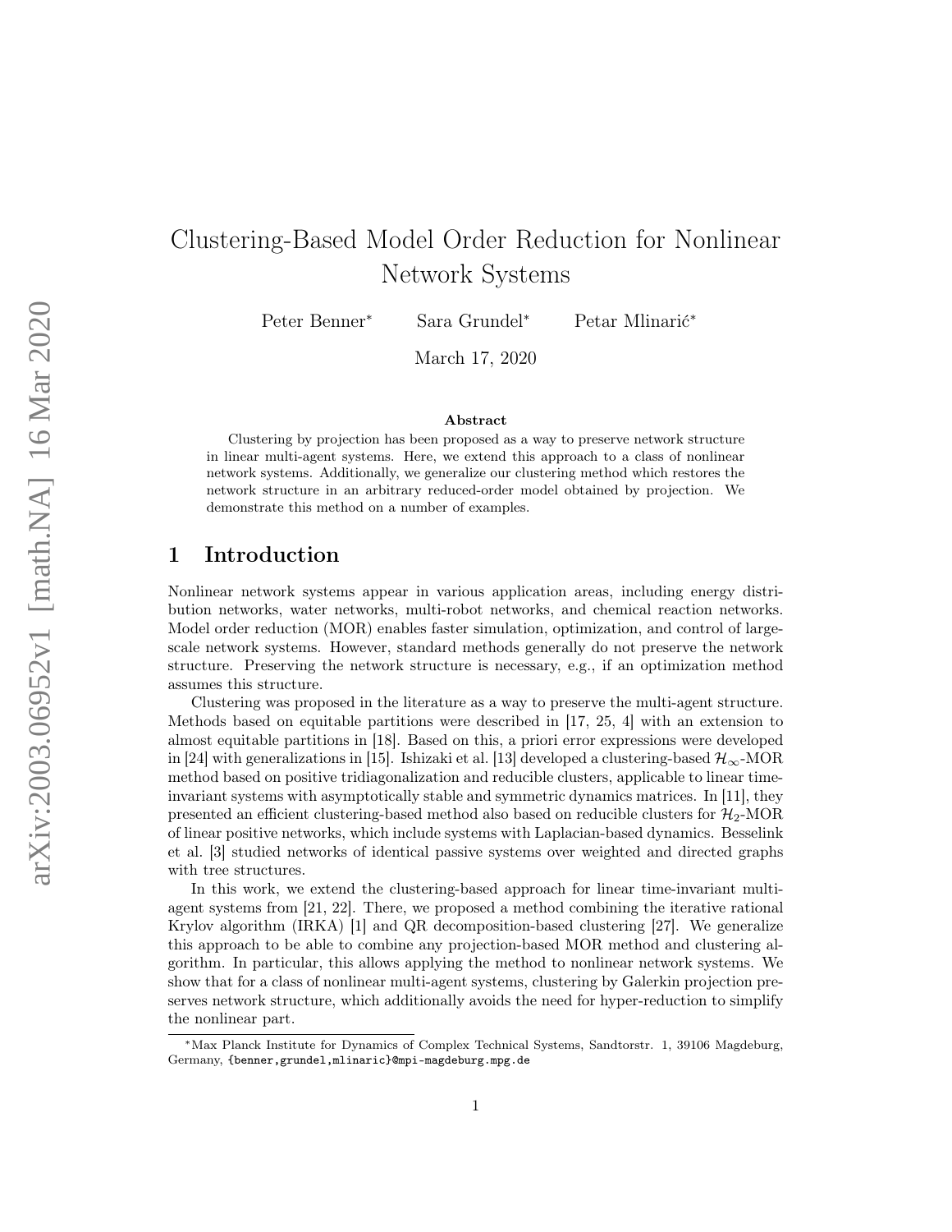# Clustering-Based Model Order Reduction for Nonlinear Network Systems

Peter Benner[*] Sara Grundel[*] Petar Mlinarić[*]

March 17, 2020

**Abstract**

Clustering by projection has been proposed as a way to preserve network structure in linear multi-agent systems. Here, we extend this approach to a class of nonlinear network systems. Additionally, we generalize our clustering method which restores the network structure in an arbitrary reduced-order model obtained by projection. We demonstrate this method on a number of examples.

## 1 Introduction

Nonlinear network systems appear in various application areas, including energy distribution networks, water networks, multi-robot networks, and chemical reaction networks. Model order reduction (MOR) enables faster simulation, optimization, and control of large-scale network systems. However, standard methods generally do not preserve the network structure. Preserving the network structure is necessary, e.g., if an optimization method assumes this structure.

Clustering was proposed in the literature as a way to preserve the multi-agent structure. Methods based on equitable partitions were described in [17, 25, 4] with an extension to almost equitable partitions in [18]. Based on this, a priori error expressions were developed in [24] with generalizations in [15]. Ishizaki et al. [13] developed a clustering-based $\mathcal{H}_\infty$-MOR method based on positive tridiagonalization and reducible clusters, applicable to linear time-invariant systems with asymptotically stable and symmetric dynamics matrices. In [11], they presented an efficient clustering-based method also based on reducible clusters for $\mathcal{H}_2$-MOR of linear positive networks, which include systems with Laplacian-based dynamics. Besselink et al. [3] studied networks of identical passive systems over weighted and directed graphs with tree structures.

In this work, we extend the clustering-based approach for linear time-invariant multi-agent systems from [21, 22]. There, we proposed a method combining the iterative rational Krylov algorithm (IRKA) [1] and QR decomposition-based clustering [27]. We generalize this approach to be able to combine any projection-based MOR method and clustering algorithm. In particular, this allows applying the method to nonlinear network systems. We show that for a class of nonlinear multi-agent systems, clustering by Galerkin projection preserves network structure, which additionally avoids the need for hyper-reduction to simplify the nonlinear part.

[*]Max Planck Institute for Dynamics of Complex Technical Systems, Sandtorstr. 1, 39106 Magdeburg, Germany, {benner,grundel,mlinaric}@mpi-magdeburg.mpg.de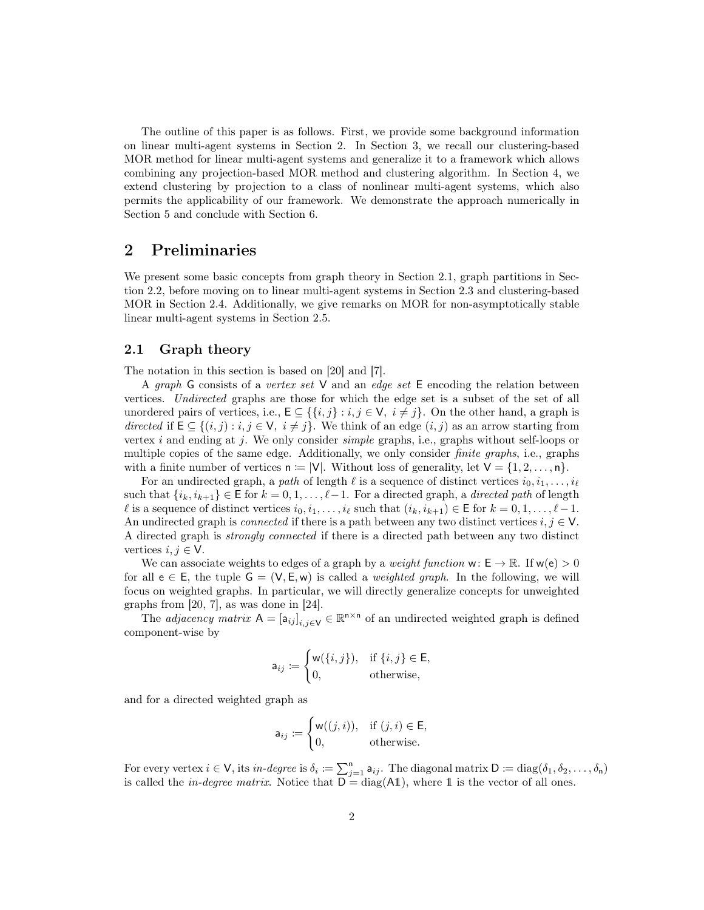The outline of this paper is as follows. First, we provide some background information on linear multi-agent systems in Section 2. In Section 3, we recall our clustering-based MOR method for linear multi-agent systems and generalize it to a framework which allows combining any projection-based MOR method and clustering algorithm. In Section 4, we extend clustering by projection to a class of nonlinear multi-agent systems, which also permits the applicability of our framework. We demonstrate the approach numerically in Section 5 and conclude with Section 6.

## 2 Preliminaries

We present some basic concepts from graph theory in Section 2.1, graph partitions in Section 2.2, before moving on to linear multi-agent systems in Section 2.3 and clustering-based MOR in Section 2.4. Additionally, we give remarks on MOR for non-asymptotically stable linear multi-agent systems in Section 2.5.

### 2.1 Graph theory

The notation in this section is based on [20] and [7].

A *graph* $\mathsf{G}$ consists of a *vertex set* $\mathsf{V}$ and an *edge set* $\mathsf{E}$ encoding the relation between vertices. *Undirected* graphs are those for which the edge set is a subset of the set of all unordered pairs of vertices, i.e., $\mathsf{E} \subseteq \{\{i, j\} : i, j \in \mathsf{V},\ i \neq j\}$. On the other hand, a graph is *directed* if $\mathsf{E} \subseteq \{(i, j) : i, j \in \mathsf{V},\ i \neq j\}$. We think of an edge $(i, j)$ as an arrow starting from vertex $i$ and ending at $j$. We only consider *simple* graphs, i.e., graphs without self-loops or multiple copies of the same edge. Additionally, we only consider *finite graphs*, i.e., graphs with a finite number of vertices $\mathsf{n} := |\mathsf{V}|$. Without loss of generality, let $\mathsf{V} = \{1, 2, \ldots, \mathsf{n}\}$.

For an undirected graph, a *path* of length $\ell$ is a sequence of distinct vertices $i_0, i_1, \ldots, i_\ell$ such that $\{i_k, i_{k+1}\} \in \mathsf{E}$ for $k = 0, 1, \ldots, \ell - 1$. For a directed graph, a *directed path* of length $\ell$ is a sequence of distinct vertices $i_0, i_1, \ldots, i_\ell$ such that $(i_k, i_{k+1}) \in \mathsf{E}$ for $k = 0, 1, \ldots, \ell - 1$. An undirected graph is *connected* if there is a path between any two distinct vertices $i, j \in \mathsf{V}$. A directed graph is *strongly connected* if there is a directed path between any two distinct vertices $i, j \in \mathsf{V}$.

We can associate weights to edges of a graph by a *weight function* $\mathsf{w} \colon \mathsf{E} \to \mathbb{R}$. If $\mathsf{w}(\mathsf{e}) > 0$ for all $\mathsf{e} \in \mathsf{E}$, the tuple $\mathsf{G} = (\mathsf{V}, \mathsf{E}, \mathsf{w})$ is called a *weighted graph*. In the following, we will focus on weighted graphs. In particular, we will directly generalize concepts for unweighted graphs from [20, 7], as was done in [24].

The *adjacency matrix* $\mathsf{A} = [\mathsf{a}_{ij}]_{i,j \in \mathsf{V}} \in \mathbb{R}^{\mathsf{n} \times \mathsf{n}}$ of an undirected weighted graph is defined component-wise by

$$
\mathsf{a}_{ij} := \begin{cases} \mathsf{w}(\{i, j\}), & \text{if } \{i, j\} \in \mathsf{E}, \\ 0, & \text{otherwise,} \end{cases}
$$

and for a directed weighted graph as

$$
\mathsf{a}_{ij} := \begin{cases} \mathsf{w}((j, i)), & \text{if } (j, i) \in \mathsf{E}, \\ 0, & \text{otherwise.} \end{cases}
$$

For every vertex $i \in \mathsf{V}$, its *in-degree* is $\delta_i := \sum_{j=1}^{\mathsf{n}} \mathsf{a}_{ij}$. The diagonal matrix $\mathsf{D} := \operatorname{diag}(\delta_1, \delta_2, \ldots, \delta_{\mathsf{n}})$ is called the *in-degree matrix*. Notice that $\mathsf{D} = \operatorname{diag}(\mathsf{A}\mathbb{1})$, where $\mathbb{1}$ is the vector of all ones.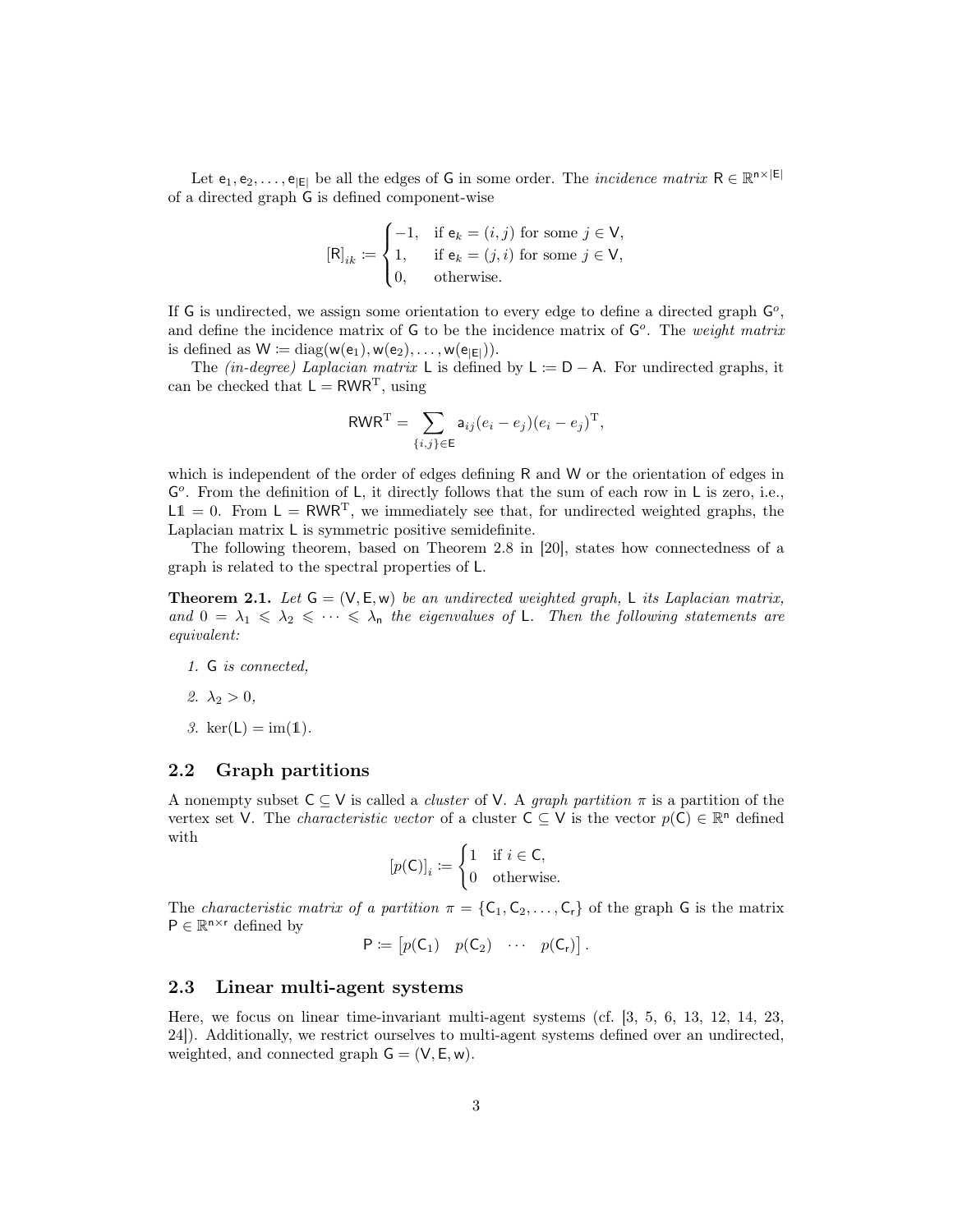Let $\mathsf{e}_1, \mathsf{e}_2, \ldots, \mathsf{e}_{|\mathsf{E}|}$ be all the edges of $\mathsf{G}$ in some order. The *incidence matrix* $\mathsf{R} \in \mathbb{R}^{\mathsf{n} \times |\mathsf{E}|}$ of a directed graph $\mathsf{G}$ is defined component-wise

$$[\mathsf{R}]_{ik} := \begin{cases} -1, & \text{if } \mathsf{e}_k = (i,j) \text{ for some } j \in \mathsf{V}, \\ 1, & \text{if } \mathsf{e}_k = (j,i) \text{ for some } j \in \mathsf{V}, \\ 0, & \text{otherwise.} \end{cases}$$

If $\mathsf{G}$ is undirected, we assign some orientation to every edge to define a directed graph $\mathsf{G}^o$, and define the incidence matrix of $\mathsf{G}$ to be the incidence matrix of $\mathsf{G}^o$. The *weight matrix* is defined as $\mathsf{W} := \operatorname{diag}(\mathsf{w}(\mathsf{e}_1), \mathsf{w}(\mathsf{e}_2), \ldots, \mathsf{w}(\mathsf{e}_{|\mathsf{E}|}))$.

The *(in-degree) Laplacian matrix* $\mathsf{L}$ is defined by $\mathsf{L} := \mathsf{D} - \mathsf{A}$. For undirected graphs, it can be checked that $\mathsf{L} = \mathsf{R}\mathsf{W}\mathsf{R}^{\mathrm{T}}$, using

$$\mathsf{R}\mathsf{W}\mathsf{R}^{\mathrm{T}} = \sum_{\{i,j\} \in \mathsf{E}} \mathsf{a}_{ij} (e_i - e_j)(e_i - e_j)^{\mathrm{T}},$$

which is independent of the order of edges defining $\mathsf{R}$ and $\mathsf{W}$ or the orientation of edges in $\mathsf{G}^o$. From the definition of $\mathsf{L}$, it directly follows that the sum of each row in $\mathsf{L}$ is zero, i.e., $\mathsf{L}\mathbb{1} = 0$. From $\mathsf{L} = \mathsf{R}\mathsf{W}\mathsf{R}^{\mathrm{T}}$, we immediately see that, for undirected weighted graphs, the Laplacian matrix $\mathsf{L}$ is symmetric positive semidefinite.

The following theorem, based on Theorem 2.8 in [20], states how connectedness of a graph is related to the spectral properties of $\mathsf{L}$.

**Theorem 2.1.** *Let $\mathsf{G} = (\mathsf{V}, \mathsf{E}, \mathsf{w})$ be an undirected weighted graph, $\mathsf{L}$ its Laplacian matrix, and $0 = \lambda_1 \leqslant \lambda_2 \leqslant \cdots \leqslant \lambda_{\mathsf{n}}$ the eigenvalues of $\mathsf{L}$. Then the following statements are equivalent:*

1. *$\mathsf{G}$ is connected,*
2. *$\lambda_2 > 0$,*
3. *$\ker(\mathsf{L}) = \operatorname{im}(\mathbb{1})$.*

## 2.2 Graph partitions

A nonempty subset $\mathsf{C} \subseteq \mathsf{V}$ is called a *cluster* of $\mathsf{V}$. A *graph partition* $\pi$ is a partition of the vertex set $\mathsf{V}$. The *characteristic vector* of a cluster $\mathsf{C} \subseteq \mathsf{V}$ is the vector $p(\mathsf{C}) \in \mathbb{R}^{\mathsf{n}}$ defined with

$$[p(\mathsf{C})]_i := \begin{cases} 1 & \text{if } i \in \mathsf{C}, \\ 0 & \text{otherwise.} \end{cases}$$

The *characteristic matrix of a partition* $\pi = \{\mathsf{C}_1, \mathsf{C}_2, \ldots, \mathsf{C}_{\mathsf{r}}\}$ of the graph $\mathsf{G}$ is the matrix $\mathsf{P} \in \mathbb{R}^{\mathsf{n} \times \mathsf{r}}$ defined by

$$\mathsf{P} := \begin{bmatrix} p(\mathsf{C}_1) & p(\mathsf{C}_2) & \cdots & p(\mathsf{C}_{\mathsf{r}}) \end{bmatrix}.$$

## 2.3 Linear multi-agent systems

Here, we focus on linear time-invariant multi-agent systems (cf. [3, 5, 6, 13, 12, 14, 23, 24]). Additionally, we restrict ourselves to multi-agent systems defined over an undirected, weighted, and connected graph $\mathsf{G} = (\mathsf{V}, \mathsf{E}, \mathsf{w})$.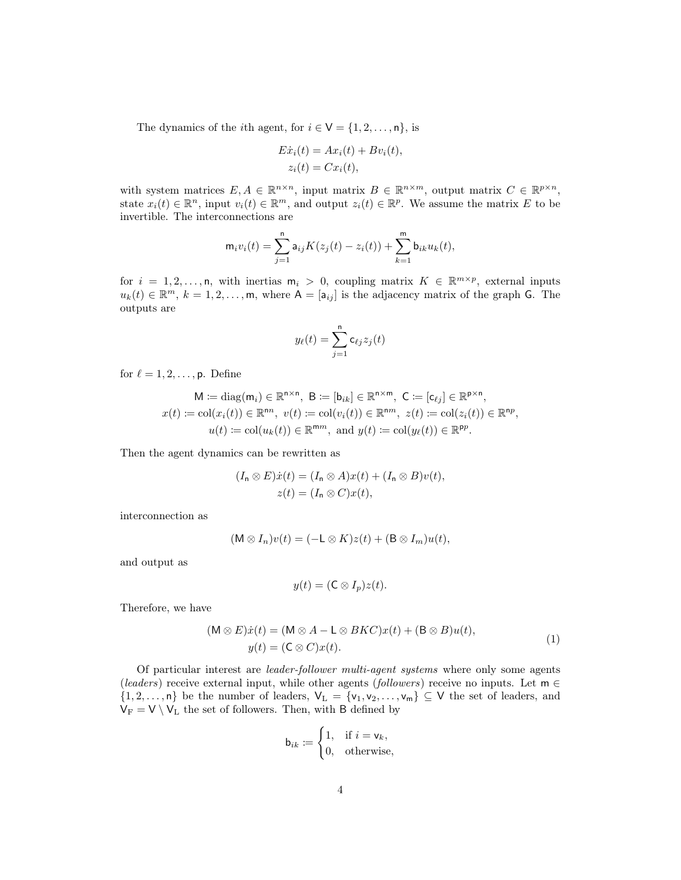The dynamics of the $i$th agent, for $i \in \mathsf{V} = \{1, 2, \ldots, \mathsf{n}\}$, is

$$
\begin{aligned}
E\dot{x}_i(t) &= Ax_i(t) + Bv_i(t), \\
z_i(t) &= Cx_i(t),
\end{aligned}
$$

with system matrices $E, A \in \mathbb{R}^{n \times n}$, input matrix $B \in \mathbb{R}^{n \times m}$, output matrix $C \in \mathbb{R}^{p \times n}$, state $x_i(t) \in \mathbb{R}^n$, input $v_i(t) \in \mathbb{R}^m$, and output $z_i(t) \in \mathbb{R}^p$. We assume the matrix $E$ to be invertible. The interconnections are

$$
\mathsf{m}_i v_i(t) = \sum_{j=1}^{\mathsf{n}} \mathsf{a}_{ij} K(z_j(t) - z_i(t)) + \sum_{k=1}^{\mathsf{m}} \mathsf{b}_{ik} u_k(t),
$$

for $i = 1, 2, \ldots, \mathsf{n}$, with inertias $\mathsf{m}_i > 0$, coupling matrix $K \in \mathbb{R}^{m \times p}$, external inputs $u_k(t) \in \mathbb{R}^m$, $k = 1, 2, \ldots, \mathsf{m}$, where $\mathsf{A} = [\mathsf{a}_{ij}]$ is the adjacency matrix of the graph $\mathsf{G}$. The outputs are

$$
y_\ell(t) = \sum_{j=1}^{\mathsf{n}} \mathsf{c}_{\ell j} z_j(t)
$$

for $\ell = 1, 2, \ldots, \mathsf{p}$. Define

$$
\begin{gathered}
\mathsf{M} \coloneqq \operatorname{diag}(\mathsf{m}_i) \in \mathbb{R}^{\mathsf{n} \times \mathsf{n}},\ \mathsf{B} \coloneqq [\mathsf{b}_{ik}] \in \mathbb{R}^{\mathsf{n} \times \mathsf{m}},\ \mathsf{C} \coloneqq [\mathsf{c}_{\ell j}] \in \mathbb{R}^{\mathsf{p} \times \mathsf{n}}, \\
x(t) \coloneqq \operatorname{col}(x_i(t)) \in \mathbb{R}^{\mathsf{n}n},\ v(t) \coloneqq \operatorname{col}(v_i(t)) \in \mathbb{R}^{\mathsf{n}m},\ z(t) \coloneqq \operatorname{col}(z_i(t)) \in \mathbb{R}^{\mathsf{n}p}, \\
u(t) \coloneqq \operatorname{col}(u_k(t)) \in \mathbb{R}^{\mathsf{m}m},\ \text{and } y(t) \coloneqq \operatorname{col}(y_\ell(t)) \in \mathbb{R}^{\mathsf{p}p}.
\end{gathered}
$$

Then the agent dynamics can be rewritten as

$$
\begin{aligned}
(I_\mathsf{n} \otimes E)\dot{x}(t) &= (I_\mathsf{n} \otimes A)x(t) + (I_\mathsf{n} \otimes B)v(t), \\
z(t) &= (I_\mathsf{n} \otimes C)x(t),
\end{aligned}
$$

interconnection as

$$
(\mathsf{M} \otimes I_n)v(t) = (-\mathsf{L} \otimes K)z(t) + (\mathsf{B} \otimes I_m)u(t),
$$

and output as

$$
y(t) = (\mathsf{C} \otimes I_p)z(t).
$$

Therefore, we have

$$
\begin{aligned}
(\mathsf{M} \otimes E)\dot{x}(t) &= (\mathsf{M} \otimes A - \mathsf{L} \otimes BKC)x(t) + (\mathsf{B} \otimes B)u(t), \\
y(t) &= (\mathsf{C} \otimes C)x(t).
\end{aligned} \tag{1}
$$

Of particular interest are *leader-follower multi-agent systems* where only some agents (*leaders*) receive external input, while other agents (*followers*) receive no inputs. Let $\mathsf{m} \in \{1, 2, \ldots, \mathsf{n}\}$ be the number of leaders, $\mathsf{V}_\mathrm{L} = \{\mathsf{v}_1, \mathsf{v}_2, \ldots, \mathsf{v}_\mathsf{m}\} \subseteq \mathsf{V}$ the set of leaders, and $\mathsf{V}_\mathrm{F} = \mathsf{V} \setminus \mathsf{V}_\mathrm{L}$ the set of followers. Then, with $\mathsf{B}$ defined by

$$
\mathsf{b}_{ik} \coloneqq
\begin{cases}
1, & \text{if } i = \mathsf{v}_k, \\
0, & \text{otherwise},
\end{cases}
$$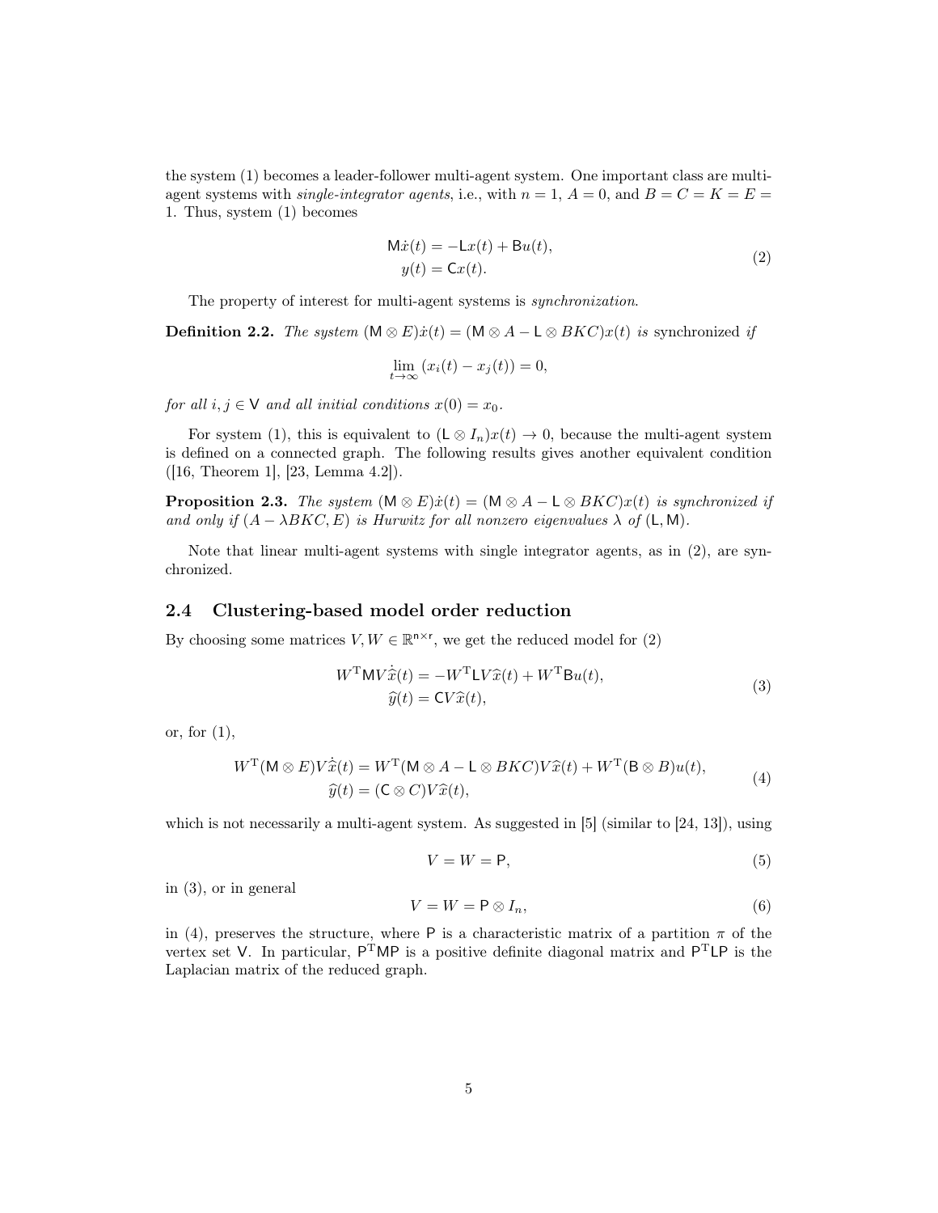the system (1) becomes a leader-follower multi-agent system. One important class are multi-agent systems with *single-integrator agents*, i.e., with $n = 1$, $A = 0$, and $B = C = K = E = 1$. Thus, system (1) becomes

$$
\begin{aligned}
\mathsf{M}\dot{x}(t) &= -\mathsf{L}x(t) + \mathsf{B}u(t), \\
y(t) &= \mathsf{C}x(t).
\end{aligned}
\tag{2}
$$

The property of interest for multi-agent systems is *synchronization*.

**Definition 2.2.** *The system* $(\mathsf{M} \otimes E)\dot{x}(t) = (\mathsf{M} \otimes A - \mathsf{L} \otimes BKC)x(t)$ *is* synchronized *if*

$$
\lim_{t \to \infty} (x_i(t) - x_j(t)) = 0,
$$

*for all* $i, j \in \mathsf{V}$ *and all initial conditions* $x(0) = x_0$.

For system (1), this is equivalent to $(\mathsf{L} \otimes I_n)x(t) \to 0$, because the multi-agent system is defined on a connected graph. The following results gives another equivalent condition ([16, Theorem 1], [23, Lemma 4.2]).

**Proposition 2.3.** *The system* $(\mathsf{M} \otimes E)\dot{x}(t) = (\mathsf{M} \otimes A - \mathsf{L} \otimes BKC)x(t)$ *is synchronized if and only if* $(A - \lambda BKC, E)$ *is Hurwitz for all nonzero eigenvalues* $\lambda$ *of* $(\mathsf{L}, \mathsf{M})$.

Note that linear multi-agent systems with single integrator agents, as in (2), are synchronized.

## 2.4 Clustering-based model order reduction

By choosing some matrices $V, W \in \mathbb{R}^{\mathsf{n} \times \mathsf{r}}$, we get the reduced model for (2)

$$
\begin{aligned}
W^{\mathrm{T}}\mathsf{M}V\dot{\widehat{x}}(t) &= -W^{\mathrm{T}}\mathsf{L}V\widehat{x}(t) + W^{\mathrm{T}}\mathsf{B}u(t), \\
\widehat{y}(t) &= \mathsf{C}V\widehat{x}(t),
\end{aligned}
\tag{3}
$$

or, for (1),

$$
\begin{aligned}
W^{\mathrm{T}}(\mathsf{M} \otimes E)V\dot{\widehat{x}}(t) &= W^{\mathrm{T}}(\mathsf{M} \otimes A - \mathsf{L} \otimes BKC)V\widehat{x}(t) + W^{\mathrm{T}}(\mathsf{B} \otimes B)u(t), \\
\widehat{y}(t) &= (\mathsf{C} \otimes C)V\widehat{x}(t),
\end{aligned}
\tag{4}
$$

which is not necessarily a multi-agent system. As suggested in [5] (similar to [24, 13]), using

$$
V = W = \mathsf{P},
\tag{5}
$$

in (3), or in general

$$
V = W = \mathsf{P} \otimes I_n,
\tag{6}
$$

in (4), preserves the structure, where $\mathsf{P}$ is a characteristic matrix of a partition $\pi$ of the vertex set $\mathsf{V}$. In particular, $\mathsf{P}^{\mathrm{T}}\mathsf{M}\mathsf{P}$ is a positive definite diagonal matrix and $\mathsf{P}^{\mathrm{T}}\mathsf{L}\mathsf{P}$ is the Laplacian matrix of the reduced graph.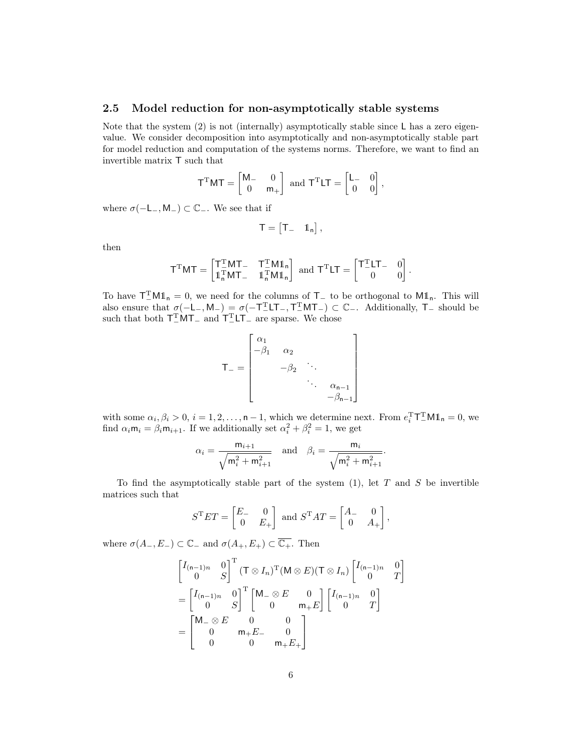### 2.5 Model reduction for non-asymptotically stable systems

Note that the system (2) is not (internally) asymptotically stable since $\mathsf{L}$ has a zero eigenvalue. We consider decomposition into asymptotically and non-asymptotically stable part for model reduction and computation of the systems norms. Therefore, we want to find an invertible matrix $\mathsf{T}$ such that

$$\mathsf{T}^{\mathrm{T}}\mathsf{M}\mathsf{T} = \begin{bmatrix} \mathsf{M}_- & 0 \\ 0 & \mathsf{m}_+ \end{bmatrix} \text{ and } \mathsf{T}^{\mathrm{T}}\mathsf{L}\mathsf{T} = \begin{bmatrix} \mathsf{L}_- & 0 \\ 0 & 0 \end{bmatrix},$$

where $\sigma(-\mathsf{L}_-, \mathsf{M}_-) \subset \mathbb{C}_-$. We see that if

$$\mathsf{T} = \begin{bmatrix} \mathsf{T}_- & \mathbb{1}_\mathsf{n} \end{bmatrix},$$

then

$$\mathsf{T}^{\mathrm{T}}\mathsf{M}\mathsf{T} = \begin{bmatrix} \mathsf{T}_-^{\mathrm{T}}\mathsf{M}\mathsf{T}_- & \mathsf{T}_-^{\mathrm{T}}\mathsf{M}\mathbb{1}_\mathsf{n} \\ \mathbb{1}_\mathsf{n}^{\mathrm{T}}\mathsf{M}\mathsf{T}_- & \mathbb{1}_\mathsf{n}^{\mathrm{T}}\mathsf{M}\mathbb{1}_\mathsf{n} \end{bmatrix} \text{ and } \mathsf{T}^{\mathrm{T}}\mathsf{L}\mathsf{T} = \begin{bmatrix} \mathsf{T}_-^{\mathrm{T}}\mathsf{L}\mathsf{T}_- & 0 \\ 0 & 0 \end{bmatrix}.$$

To have $\mathsf{T}_-^{\mathrm{T}}\mathsf{M}\mathbb{1}_\mathsf{n} = 0$, we need for the columns of $\mathsf{T}_-$ to be orthogonal to $\mathsf{M}\mathbb{1}_\mathsf{n}$. This will also ensure that $\sigma(-\mathsf{L}_-, \mathsf{M}_-) = \sigma(-\mathsf{T}_-^{\mathrm{T}}\mathsf{L}\mathsf{T}_-, \mathsf{T}_-^{\mathrm{T}}\mathsf{M}\mathsf{T}_-) \subset \mathbb{C}_-$. Additionally, $\mathsf{T}_-$ should be such that both $\mathsf{T}_-^{\mathrm{T}}\mathsf{M}\mathsf{T}_-$ and $\mathsf{T}_-^{\mathrm{T}}\mathsf{L}\mathsf{T}_-$ are sparse. We chose

$$\mathsf{T}_- = \begin{bmatrix} \alpha_1 & & & \\ -\beta_1 & \alpha_2 & & \\ & -\beta_2 & \ddots & \\ & & \ddots & \alpha_{\mathsf{n}-1} \\ & & & -\beta_{\mathsf{n}-1} \end{bmatrix}$$

with some $\alpha_i, \beta_i > 0$, $i = 1, 2, \ldots, \mathsf{n}-1$, which we determine next. From $e_i^{\mathrm{T}}\mathsf{T}_-^{\mathrm{T}}\mathsf{M}\mathbb{1}_\mathsf{n} = 0$, we find $\alpha_i \mathsf{m}_i = \beta_i \mathsf{m}_{i+1}$. If we additionally set $\alpha_i^2 + \beta_i^2 = 1$, we get

$$\alpha_i = \frac{\mathsf{m}_{i+1}}{\sqrt{\mathsf{m}_i^2 + \mathsf{m}_{i+1}^2}} \quad \text{and} \quad \beta_i = \frac{\mathsf{m}_i}{\sqrt{\mathsf{m}_i^2 + \mathsf{m}_{i+1}^2}}.$$

To find the asymptotically stable part of the system (1), let $T$ and $S$ be invertible matrices such that

$$S^{\mathrm{T}}ET = \begin{bmatrix} E_- & 0 \\ 0 & E_+ \end{bmatrix} \text{ and } S^{\mathrm{T}}AT = \begin{bmatrix} A_- & 0 \\ 0 & A_+ \end{bmatrix},$$

where $\sigma(A_-, E_-) \subset \mathbb{C}_-$ and $\sigma(A_+, E_+) \subset \overline{\mathbb{C}_+}$. Then

$$\begin{aligned}
&\begin{bmatrix} I_{(\mathsf{n}-1)n} & 0 \\ 0 & S \end{bmatrix}^{\mathrm{T}} (\mathsf{T} \otimes I_n)^{\mathrm{T}}(\mathsf{M} \otimes E)(\mathsf{T} \otimes I_n) \begin{bmatrix} I_{(\mathsf{n}-1)n} & 0 \\ 0 & T \end{bmatrix} \\
&= \begin{bmatrix} I_{(\mathsf{n}-1)n} & 0 \\ 0 & S \end{bmatrix}^{\mathrm{T}} \begin{bmatrix} \mathsf{M}_- \otimes E & 0 \\ 0 & \mathsf{m}_+ E \end{bmatrix} \begin{bmatrix} I_{(\mathsf{n}-1)n} & 0 \\ 0 & T \end{bmatrix} \\
&= \begin{bmatrix} \mathsf{M}_- \otimes E & 0 & 0 \\ 0 & \mathsf{m}_+ E_- & 0 \\ 0 & 0 & \mathsf{m}_+ E_+ \end{bmatrix}
\end{aligned}$$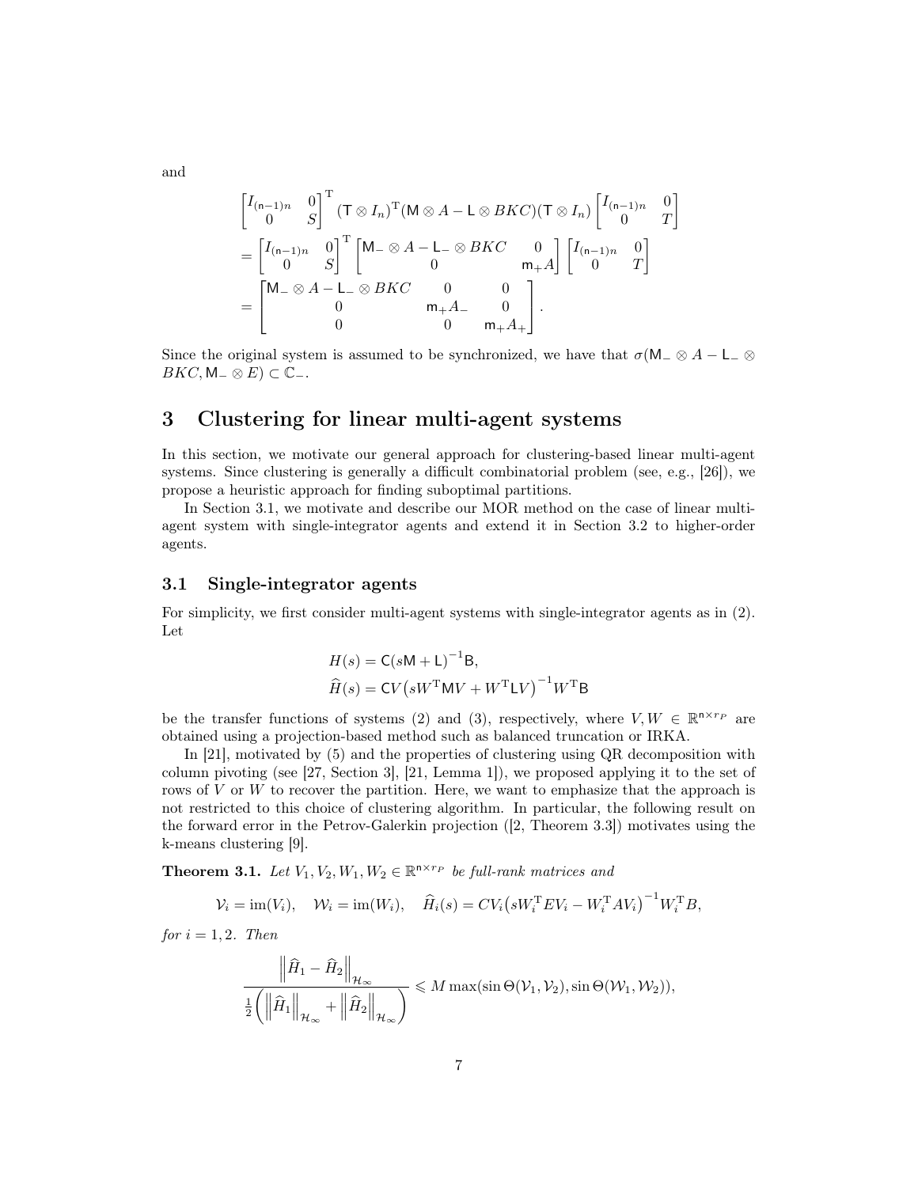and

$$
\begin{aligned}
&\begin{bmatrix} I_{(\mathsf{n}-1)n} & 0 \\ 0 & S \end{bmatrix}^{\mathrm{T}} (\mathsf{T} \otimes I_n)^{\mathrm{T}} (\mathsf{M} \otimes A - \mathsf{L} \otimes BKC)(\mathsf{T} \otimes I_n) \begin{bmatrix} I_{(\mathsf{n}-1)n} & 0 \\ 0 & T \end{bmatrix} \\
&= \begin{bmatrix} I_{(\mathsf{n}-1)n} & 0 \\ 0 & S \end{bmatrix}^{\mathrm{T}} \begin{bmatrix} \mathsf{M}_- \otimes A - \mathsf{L}_- \otimes BKC & 0 \\ 0 & \mathsf{m}_+ A \end{bmatrix} \begin{bmatrix} I_{(\mathsf{n}-1)n} & 0 \\ 0 & T \end{bmatrix} \\
&= \begin{bmatrix} \mathsf{M}_- \otimes A - \mathsf{L}_- \otimes BKC & 0 & 0 \\ 0 & \mathsf{m}_+ A_- & 0 \\ 0 & 0 & \mathsf{m}_+ A_+ \end{bmatrix}.
\end{aligned}
$$

Since the original system is assumed to be synchronized, we have that $\sigma(\mathsf{M}_- \otimes A - \mathsf{L}_- \otimes BKC, \mathsf{M}_- \otimes E) \subset \mathbb{C}_-$.

# 3 Clustering for linear multi-agent systems

In this section, we motivate our general approach for clustering-based linear multi-agent systems. Since clustering is generally a difficult combinatorial problem (see, e.g., [26]), we propose a heuristic approach for finding suboptimal partitions.

In Section 3.1, we motivate and describe our MOR method on the case of linear multi-agent system with single-integrator agents and extend it in Section 3.2 to higher-order agents.

## 3.1 Single-integrator agents

For simplicity, we first consider multi-agent systems with single-integrator agents as in (2). Let

$$
\begin{aligned}
H(s) &= \mathsf{C}(s\mathsf{M} + \mathsf{L})^{-1}\mathsf{B}, \\
\widehat{H}(s) &= \mathsf{C}V\big(sW^{\mathrm{T}}\mathsf{M}V + W^{\mathrm{T}}\mathsf{L}V\big)^{-1}W^{\mathrm{T}}\mathsf{B}
\end{aligned}
$$

be the transfer functions of systems (2) and (3), respectively, where $V, W \in \mathbb{R}^{\mathsf{n} \times r_P}$ are obtained using a projection-based method such as balanced truncation or IRKA.

In [21], motivated by (5) and the properties of clustering using QR decomposition with column pivoting (see [27, Section 3], [21, Lemma 1]), we proposed applying it to the set of rows of $V$ or $W$ to recover the partition. Here, we want to emphasize that the approach is not restricted to this choice of clustering algorithm. In particular, the following result on the forward error in the Petrov-Galerkin projection ([2, Theorem 3.3]) motivates using the k-means clustering [9].

**Theorem 3.1.** *Let $V_1, V_2, W_1, W_2 \in \mathbb{R}^{\mathsf{n} \times r_P}$ be full-rank matrices and*

$$
\mathcal{V}_i = \operatorname{im}(V_i), \quad \mathcal{W}_i = \operatorname{im}(W_i), \quad \widehat{H}_i(s) = CV_i\big(sW_i^{\mathrm{T}}EV_i - W_i^{\mathrm{T}}AV_i\big)^{-1}W_i^{\mathrm{T}}B,
$$

*for $i = 1, 2$. Then*

$$
\frac{\left\| \widehat{H}_1 - \widehat{H}_2 \right\|_{\mathcal{H}_\infty}}{\frac{1}{2}\left( \left\| \widehat{H}_1 \right\|_{\mathcal{H}_\infty} + \left\| \widehat{H}_2 \right\|_{\mathcal{H}_\infty} \right)} \leqslant M \max(\sin\Theta(\mathcal{V}_1, \mathcal{V}_2), \sin\Theta(\mathcal{W}_1, \mathcal{W}_2)),
$$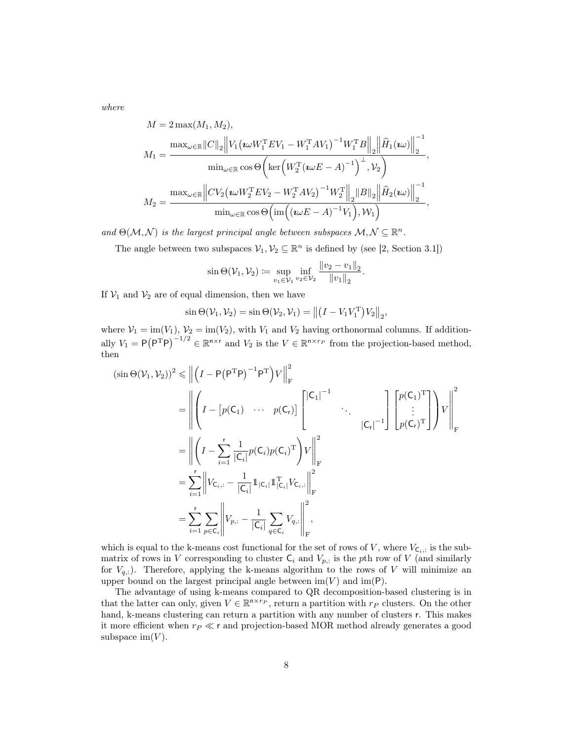*where*

$$
\begin{aligned}
M &= 2\max(M_1, M_2),\\
M_1 &= \frac{\max_{\omega\in\mathbb{R}} \|C\|_2 \left\| V_1 \big(\imath\omega W_1^{\mathrm{T}} E V_1 - W_1^{\mathrm{T}} A V_1\big)^{-1} W_1^{\mathrm{T}} B \right\|_2 \left\| \widehat{H}_1(\imath\omega) \right\|_2^{-1}}{\min_{\omega\in\mathbb{R}} \cos\Theta\Big(\ker\Big(W_2^{\mathrm{T}} (\imath\omega E - A)^{-1}\Big)^{\perp}, \mathcal{V}_2\Big)},\\
M_2 &= \frac{\max_{\omega\in\mathbb{R}} \left\| C V_2 \big(\imath\omega W_2^{\mathrm{T}} E V_2 - W_2^{\mathrm{T}} A V_2\big)^{-1} W_2^{\mathrm{T}} \right\|_2 \|B\|_2 \left\| \widehat{H}_2(\imath\omega) \right\|_2^{-1}}{\min_{\omega\in\mathbb{R}} \cos\Theta\Big(\mathrm{im}\Big((\imath\omega E - A)^{-1} V_1\Big), \mathcal{W}_1\Big)},
\end{aligned}
$$

*and* $\Theta(\mathcal{M}, \mathcal{N})$ *is the largest principal angle between subspaces* $\mathcal{M}, \mathcal{N} \subseteq \mathbb{R}^n$.

The angle between two subspaces $\mathcal{V}_1, \mathcal{V}_2 \subseteq \mathbb{R}^n$ is defined by (see [2, Section 3.1])

$$
\sin\Theta(\mathcal{V}_1, \mathcal{V}_2) \coloneqq \sup_{v_1\in\mathcal{V}_1} \inf_{v_2\in\mathcal{V}_2} \frac{\|v_2 - v_1\|_2}{\|v_1\|_2}.
$$

If $\mathcal{V}_1$ and $\mathcal{V}_2$ are of equal dimension, then we have

$$
\sin\Theta(\mathcal{V}_1, \mathcal{V}_2) = \sin\Theta(\mathcal{V}_2, \mathcal{V}_1) = \left\| \big(I - V_1 V_1^{\mathrm{T}}\big) V_2 \right\|_2,
$$

where $\mathcal{V}_1 = \mathrm{im}(V_1)$, $\mathcal{V}_2 = \mathrm{im}(V_2)$, with $V_1$ and $V_2$ having orthonormal columns. If additionally $V_1 = \mathsf{P}\big(\mathsf{P}^{\mathrm{T}}\mathsf{P}\big)^{-1/2} \in \mathbb{R}^{\mathsf{n}\times\mathsf{r}}$ and $V_2$ is the $V \in \mathbb{R}^{\mathsf{n}\times r_P}$ from the projection-based method, then

$$
\begin{aligned}
(\sin\Theta(\mathcal{V}_1, \mathcal{V}_2))^2 &\leqslant \left\| \Big(I - \mathsf{P}\big(\mathsf{P}^{\mathrm{T}}\mathsf{P}\big)^{-1}\mathsf{P}^{\mathrm{T}}\Big) V \right\|_{\mathrm{F}}^2\\
&= \left\| \left( I - \begin{bmatrix} p(\mathsf{C}_1) & \cdots & p(\mathsf{C}_\mathsf{r}) \end{bmatrix} \begin{bmatrix} |\mathsf{C}_1|^{-1} & & \\ & \ddots & \\ & & |\mathsf{C}_\mathsf{r}|^{-1} \end{bmatrix} \begin{bmatrix} p(\mathsf{C}_1)^{\mathrm{T}} \\ \vdots \\ p(\mathsf{C}_\mathsf{r})^{\mathrm{T}} \end{bmatrix} \right) V \right\|_{\mathrm{F}}^2\\
&= \left\| \left( I - \sum_{i=1}^{\mathsf{r}} \frac{1}{|\mathsf{C}_i|} p(\mathsf{C}_i) p(\mathsf{C}_i)^{\mathrm{T}} \right) V \right\|_{\mathrm{F}}^2\\
&= \sum_{i=1}^{\mathsf{r}} \left\| V_{\mathsf{C}_i,:} - \frac{1}{|\mathsf{C}_i|} \mathbb{1}_{|\mathsf{C}_i|} \mathbb{1}_{|\mathsf{C}_i|}^{\mathrm{T}} V_{\mathsf{C}_i,:} \right\|_{\mathrm{F}}^2\\
&= \sum_{i=1}^{\mathsf{r}} \sum_{p\in\mathsf{C}_i} \left\| V_{p,:} - \frac{1}{|\mathsf{C}_i|} \sum_{q\in\mathsf{C}_i} V_{q,:} \right\|_{\mathrm{F}}^2,
\end{aligned}
$$

which is equal to the k-means cost functional for the set of rows of $V$, where $V_{\mathsf{C}_i,:}$ is the submatrix of rows in $V$ corresponding to cluster $\mathsf{C}_i$ and $V_{p,:}$ is the $p$th row of $V$ (and similarly for $V_{q,:}$). Therefore, applying the k-means algorithm to the rows of $V$ will minimize an upper bound on the largest principal angle between $\mathrm{im}(V)$ and $\mathrm{im}(\mathsf{P})$.

The advantage of using k-means compared to QR decomposition-based clustering is in that the latter can only, given $V \in \mathbb{R}^{\mathsf{n}\times r_P}$, return a partition with $r_P$ clusters. On the other hand, k-means clustering can return a partition with any number of clusters $\mathsf{r}$. This makes it more efficient when $r_P \ll \mathsf{r}$ and projection-based MOR method already generates a good subspace $\mathrm{im}(V)$.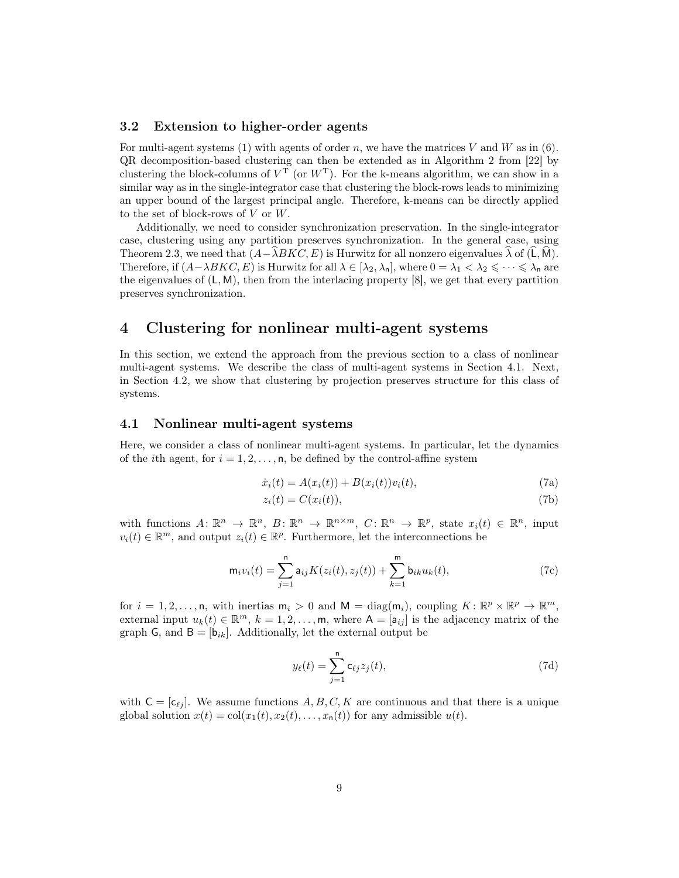### 3.2 Extension to higher-order agents

For multi-agent systems (1) with agents of order $n$, we have the matrices $V$ and $W$ as in (6). QR decomposition-based clustering can then be extended as in Algorithm 2 from [22] by clustering the block-columns of $V^{\mathrm{T}}$ (or $W^{\mathrm{T}}$). For the k-means algorithm, we can show in a similar way as in the single-integrator case that clustering the block-rows leads to minimizing an upper bound of the largest principal angle. Therefore, k-means can be directly applied to the set of block-rows of $V$ or $W$.

Additionally, we need to consider synchronization preservation. In the single-integrator case, clustering using any partition preserves synchronization. In the general case, using Theorem 2.3, we need that $(A - \widehat{\lambda} BKC, E)$ is Hurwitz for all nonzero eigenvalues $\widehat{\lambda}$ of $(\widehat{\mathsf{L}}, \widehat{\mathsf{M}})$. Therefore, if $(A - \lambda BKC, E)$ is Hurwitz for all $\lambda \in [\lambda_2, \lambda_{\mathsf{n}}]$, where $0 = \lambda_1 < \lambda_2 \leqslant \cdots \leqslant \lambda_{\mathsf{n}}$ are the eigenvalues of $(\mathsf{L}, \mathsf{M})$, then from the interlacing property [8], we get that every partition preserves synchronization.

## 4 Clustering for nonlinear multi-agent systems

In this section, we extend the approach from the previous section to a class of nonlinear multi-agent systems. We describe the class of multi-agent systems in Section 4.1. Next, in Section 4.2, we show that clustering by projection preserves structure for this class of systems.

### 4.1 Nonlinear multi-agent systems

Here, we consider a class of nonlinear multi-agent systems. In particular, let the dynamics of the $i$th agent, for $i = 1, 2, \ldots, \mathsf{n}$, be defined by the control-affine system

$$\dot{x}_i(t) = A(x_i(t)) + B(x_i(t)) v_i(t), \tag{7a}$$

$$z_i(t) = C(x_i(t)), \tag{7b}$$

with functions $A \colon \mathbb{R}^n \to \mathbb{R}^n$, $B \colon \mathbb{R}^n \to \mathbb{R}^{n \times m}$, $C \colon \mathbb{R}^n \to \mathbb{R}^p$, state $x_i(t) \in \mathbb{R}^n$, input $v_i(t) \in \mathbb{R}^m$, and output $z_i(t) \in \mathbb{R}^p$. Furthermore, let the interconnections be

$$\mathsf{m}_i v_i(t) = \sum_{j=1}^{\mathsf{n}} \mathsf{a}_{ij} K(z_i(t), z_j(t)) + \sum_{k=1}^{\mathsf{m}} \mathsf{b}_{ik} u_k(t), \tag{7c}$$

for $i = 1, 2, \ldots, \mathsf{n}$, with inertias $\mathsf{m}_i > 0$ and $\mathsf{M} = \operatorname{diag}(\mathsf{m}_i)$, coupling $K \colon \mathbb{R}^p \times \mathbb{R}^p \to \mathbb{R}^m$, external input $u_k(t) \in \mathbb{R}^m$, $k = 1, 2, \ldots, \mathsf{m}$, where $\mathsf{A} = [\mathsf{a}_{ij}]$ is the adjacency matrix of the graph $\mathsf{G}$, and $\mathsf{B} = [\mathsf{b}_{ik}]$. Additionally, let the external output be

$$y_\ell(t) = \sum_{j=1}^{\mathsf{n}} \mathsf{c}_{\ell j} z_j(t), \tag{7d}$$

with $\mathsf{C} = [\mathsf{c}_{\ell j}]$. We assume functions $A, B, C, K$ are continuous and that there is a unique global solution $x(t) = \operatorname{col}(x_1(t), x_2(t), \ldots, x_{\mathsf{n}}(t))$ for any admissible $u(t)$.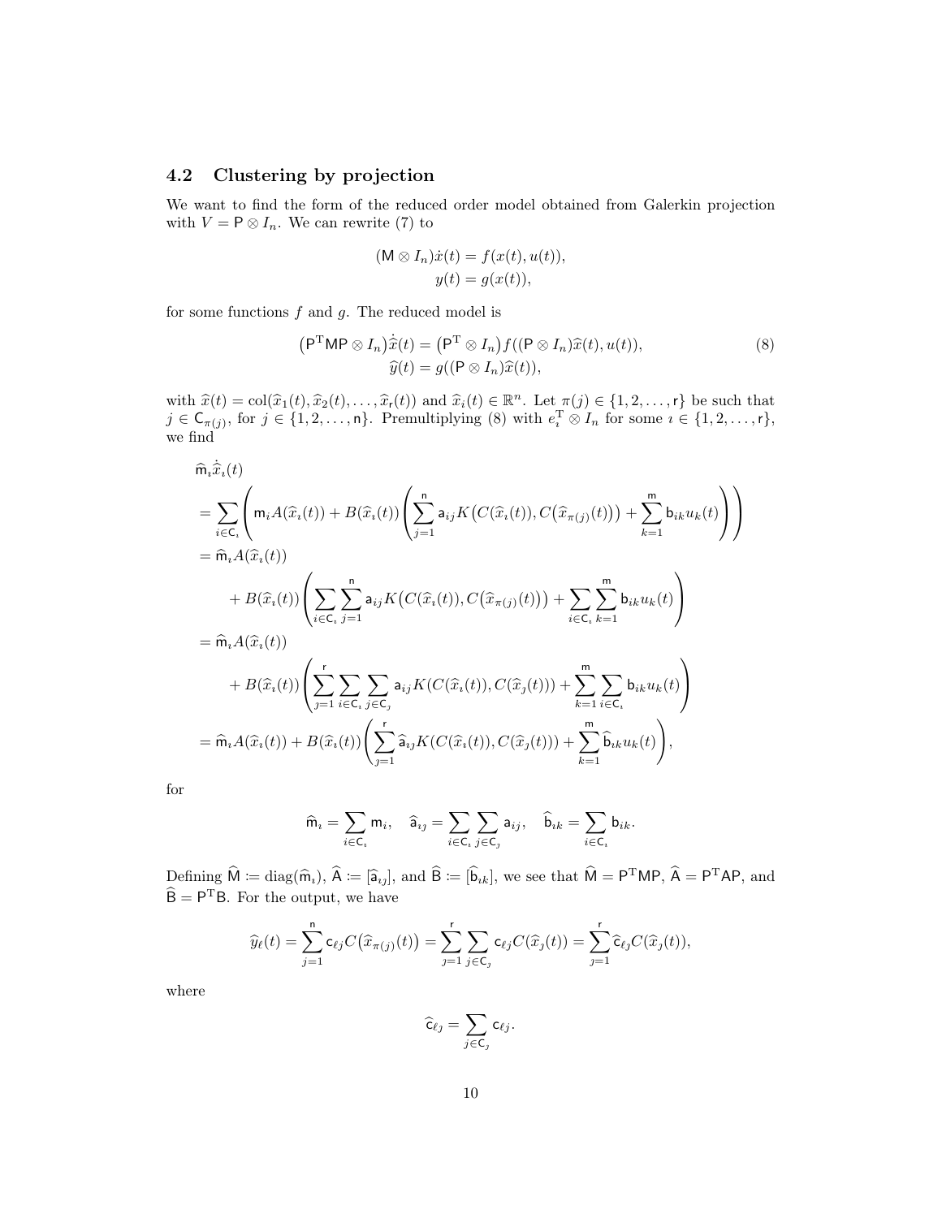## 4.2 Clustering by projection

We want to find the form of the reduced order model obtained from Galerkin projection with $V = \mathsf{P} \otimes I_n$. We can rewrite (7) to

$$
\begin{aligned}
(\mathsf{M} \otimes I_n)\dot{x}(t) &= f(x(t), u(t)), \\
y(t) &= g(x(t)),
\end{aligned}
$$

for some functions $f$ and $g$. The reduced model is

$$
\begin{aligned}
\left(\mathsf{P}^{\mathrm{T}}\mathsf{M}\mathsf{P} \otimes I_n\right)\dot{\widehat{x}}(t) &= \left(\mathsf{P}^{\mathrm{T}} \otimes I_n\right) f((\mathsf{P} \otimes I_n)\widehat{x}(t), u(t)), \\
\widehat{y}(t) &= g((\mathsf{P} \otimes I_n)\widehat{x}(t)),
\end{aligned} \tag{8}
$$

with $\widehat{x}(t) = \operatorname{col}(\widehat{x}_1(t), \widehat{x}_2(t), \ldots, \widehat{x}_{\mathsf{r}}(t))$ and $\widehat{x}_i(t) \in \mathbb{R}^n$. Let $\pi(j) \in \{1, 2, \ldots, \mathsf{r}\}$ be such that $j \in \mathsf{C}_{\pi(j)}$, for $j \in \{1, 2, \ldots, \mathsf{n}\}$. Premultiplying (8) with $e_\imath^{\mathrm{T}} \otimes I_n$ for some $\imath \in \{1, 2, \ldots, \mathsf{r}\}$, we find

$$
\begin{aligned}
&\widehat{\mathsf{m}}_\imath \dot{\widehat{x}}_\imath(t) \\
&= \sum_{i \in \mathsf{C}_\imath} \left( \mathsf{m}_i A(\widehat{x}_\imath(t)) + B(\widehat{x}_\imath(t)) \left( \sum_{j=1}^{\mathsf{n}} \mathsf{a}_{ij} K\big(C(\widehat{x}_\imath(t)), C\big(\widehat{x}_{\pi(j)}(t)\big)\big) + \sum_{k=1}^{\mathsf{m}} \mathsf{b}_{ik} u_k(t) \right) \right) \\
&= \widehat{\mathsf{m}}_\imath A(\widehat{x}_\imath(t)) \\
&\quad + B(\widehat{x}_\imath(t)) \left( \sum_{i \in \mathsf{C}_\imath} \sum_{j=1}^{\mathsf{n}} \mathsf{a}_{ij} K\big(C(\widehat{x}_\imath(t)), C\big(\widehat{x}_{\pi(j)}(t)\big)\big) + \sum_{i \in \mathsf{C}_\imath} \sum_{k=1}^{\mathsf{m}} \mathsf{b}_{ik} u_k(t) \right) \\
&= \widehat{\mathsf{m}}_\imath A(\widehat{x}_\imath(t)) \\
&\quad + B(\widehat{x}_\imath(t)) \left( \sum_{\jmath=1}^{\mathsf{r}} \sum_{i \in \mathsf{C}_\imath} \sum_{j \in \mathsf{C}_\jmath} \mathsf{a}_{ij} K(C(\widehat{x}_\imath(t)), C(\widehat{x}_\jmath(t))) + \sum_{k=1}^{\mathsf{m}} \sum_{i \in \mathsf{C}_\imath} \mathsf{b}_{ik} u_k(t) \right) \\
&= \widehat{\mathsf{m}}_\imath A(\widehat{x}_\imath(t)) + B(\widehat{x}_\imath(t)) \left( \sum_{\jmath=1}^{\mathsf{r}} \widehat{\mathsf{a}}_{\imath\jmath} K(C(\widehat{x}_\imath(t)), C(\widehat{x}_\jmath(t))) + \sum_{k=1}^{\mathsf{m}} \widehat{\mathsf{b}}_{\imath k} u_k(t) \right),
\end{aligned}
$$

for

$$
\widehat{\mathsf{m}}_\imath = \sum_{i \in \mathsf{C}_\imath} \mathsf{m}_i, \quad \widehat{\mathsf{a}}_{\imath\jmath} = \sum_{i \in \mathsf{C}_\imath} \sum_{j \in \mathsf{C}_\jmath} \mathsf{a}_{ij}, \quad \widehat{\mathsf{b}}_{\imath k} = \sum_{i \in \mathsf{C}_\imath} \mathsf{b}_{ik}.
$$

Defining $\widehat{\mathsf{M}} \coloneqq \operatorname{diag}(\widehat{\mathsf{m}}_\imath)$, $\widehat{\mathsf{A}} \coloneqq [\widehat{\mathsf{a}}_{\imath\jmath}]$, and $\widehat{\mathsf{B}} \coloneqq [\widehat{\mathsf{b}}_{\imath k}]$, we see that $\widehat{\mathsf{M}} = \mathsf{P}^{\mathrm{T}}\mathsf{M}\mathsf{P}$, $\widehat{\mathsf{A}} = \mathsf{P}^{\mathrm{T}}\mathsf{A}\mathsf{P}$, and $\widehat{\mathsf{B}} = \mathsf{P}^{\mathrm{T}}\mathsf{B}$. For the output, we have

$$
\widehat{y}_\ell(t) = \sum_{j=1}^{\mathsf{n}} \mathsf{c}_{\ell j} C\big(\widehat{x}_{\pi(j)}(t)\big) = \sum_{\jmath=1}^{\mathsf{r}} \sum_{j \in \mathsf{C}_\jmath} \mathsf{c}_{\ell j} C(\widehat{x}_\jmath(t)) = \sum_{\jmath=1}^{\mathsf{r}} \widehat{\mathsf{c}}_{\ell\jmath} C(\widehat{x}_\jmath(t)),
$$

where

$$
\widehat{\mathsf{c}}_{\ell\jmath} = \sum_{j \in \mathsf{C}_\jmath} \mathsf{c}_{\ell j}.
$$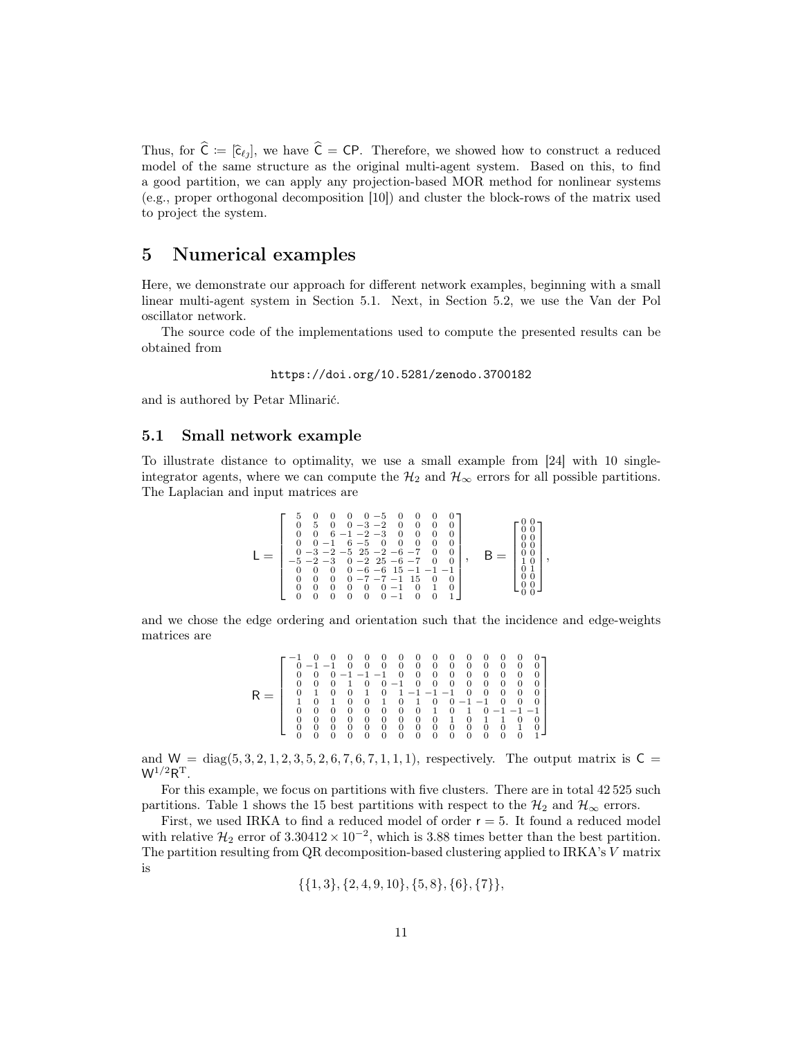Thus, for $\widehat{\mathsf{C}} := [\widehat{\mathsf{c}}_{\ell j}]$, we have $\widehat{\mathsf{C}} = \mathsf{CP}$. Therefore, we showed how to construct a reduced model of the same structure as the original multi-agent system. Based on this, to find a good partition, we can apply any projection-based MOR method for nonlinear systems (e.g., proper orthogonal decomposition [10]) and cluster the block-rows of the matrix used to project the system.

# 5 Numerical examples

Here, we demonstrate our approach for different network examples, beginning with a small linear multi-agent system in Section 5.1. Next, in Section 5.2, we use the Van der Pol oscillator network.

The source code of the implementations used to compute the presented results can be obtained from

```
https://doi.org/10.5281/zenodo.3700182
```

and is authored by Petar Mlinarić.

## 5.1 Small network example

To illustrate distance to optimality, we use a small example from [24] with 10 single-integrator agents, where we can compute the $\mathcal{H}_2$ and $\mathcal{H}_\infty$ errors for all possible partitions. The Laplacian and input matrices are

$$
\mathsf{L} = \begin{bmatrix}
5 & 0 & 0 & 0 & 0 & -5 & 0 & 0 & 0 & 0 \\
0 & 5 & 0 & 0 & -3 & -2 & 0 & 0 & 0 & 0 \\
0 & 0 & 6 & -1 & -2 & -3 & 0 & 0 & 0 & 0 \\
0 & 0 & -1 & 6 & -5 & 0 & 0 & 0 & 0 & 0 \\
0 & -3 & -2 & -5 & 25 & -2 & -6 & -7 & 0 & 0 \\
-5 & -2 & -3 & 0 & -2 & 25 & -6 & -7 & 0 & 0 \\
0 & 0 & 0 & 0 & -6 & -6 & 15 & -1 & -1 & -1 \\
0 & 0 & 0 & 0 & -7 & -7 & -1 & 15 & 0 & 0 \\
0 & 0 & 0 & 0 & 0 & 0 & -1 & 0 & 1 & 0 \\
0 & 0 & 0 & 0 & 0 & 0 & -1 & 0 & 0 & 1
\end{bmatrix}, \quad
\mathsf{B} = \begin{bmatrix}
0 & 0 \\
0 & 0 \\
0 & 0 \\
0 & 0 \\
0 & 0 \\
1 & 0 \\
0 & 1 \\
0 & 0 \\
0 & 0 \\
0 & 0
\end{bmatrix},
$$

and we chose the edge ordering and orientation such that the incidence and edge-weights matrices are

$$
\mathsf{R} = \begin{bmatrix}
-1 & 0 & 0 & 0 & 0 & 0 & 0 & 0 & 0 & 0 & 0 & 0 & 0 & 0 & 0 \\
0 & -1 & -1 & 0 & 0 & 0 & 0 & 0 & 0 & 0 & 0 & 0 & 0 & 0 & 0 \\
0 & 0 & 0 & -1 & -1 & -1 & 0 & 0 & 0 & 0 & 0 & 0 & 0 & 0 & 0 \\
0 & 0 & 0 & 1 & 0 & 0 & -1 & 0 & 0 & 0 & 0 & 0 & 0 & 0 & 0 \\
0 & 1 & 0 & 0 & 1 & 0 & 1 & -1 & -1 & -1 & 0 & 0 & 0 & 0 & 0 \\
1 & 0 & 1 & 0 & 0 & 1 & 0 & 1 & 0 & 0 & -1 & -1 & 0 & 0 & 0 \\
0 & 0 & 0 & 0 & 0 & 0 & 0 & 0 & 1 & 0 & 1 & 0 & -1 & -1 & -1 \\
0 & 0 & 0 & 0 & 0 & 0 & 0 & 0 & 0 & 1 & 0 & 1 & 1 & 0 & 0 \\
0 & 0 & 0 & 0 & 0 & 0 & 0 & 0 & 0 & 0 & 0 & 0 & 0 & 1 & 0 \\
0 & 0 & 0 & 0 & 0 & 0 & 0 & 0 & 0 & 0 & 0 & 0 & 0 & 0 & 1
\end{bmatrix}
$$

and $\mathsf{W} = \operatorname{diag}(5, 3, 2, 1, 2, 3, 5, 2, 6, 7, 6, 7, 1, 1, 1)$, respectively. The output matrix is $\mathsf{C} = \mathsf{W}^{1/2}\mathsf{R}^{\mathrm{T}}$.

For this example, we focus on partitions with five clusters. There are in total 42 525 such partitions. Table 1 shows the 15 best partitions with respect to the $\mathcal{H}_2$ and $\mathcal{H}_\infty$ errors.

First, we used IRKA to find a reduced model of order $\mathsf{r} = 5$. It found a reduced model with relative $\mathcal{H}_2$ error of $3.30412 \times 10^{-2}$, which is 3.88 times better than the best partition. The partition resulting from QR decomposition-based clustering applied to IRKA's $V$ matrix is

$$
\{\{1, 3\}, \{2, 4, 9, 10\}, \{5, 8\}, \{6\}, \{7\}\},
$$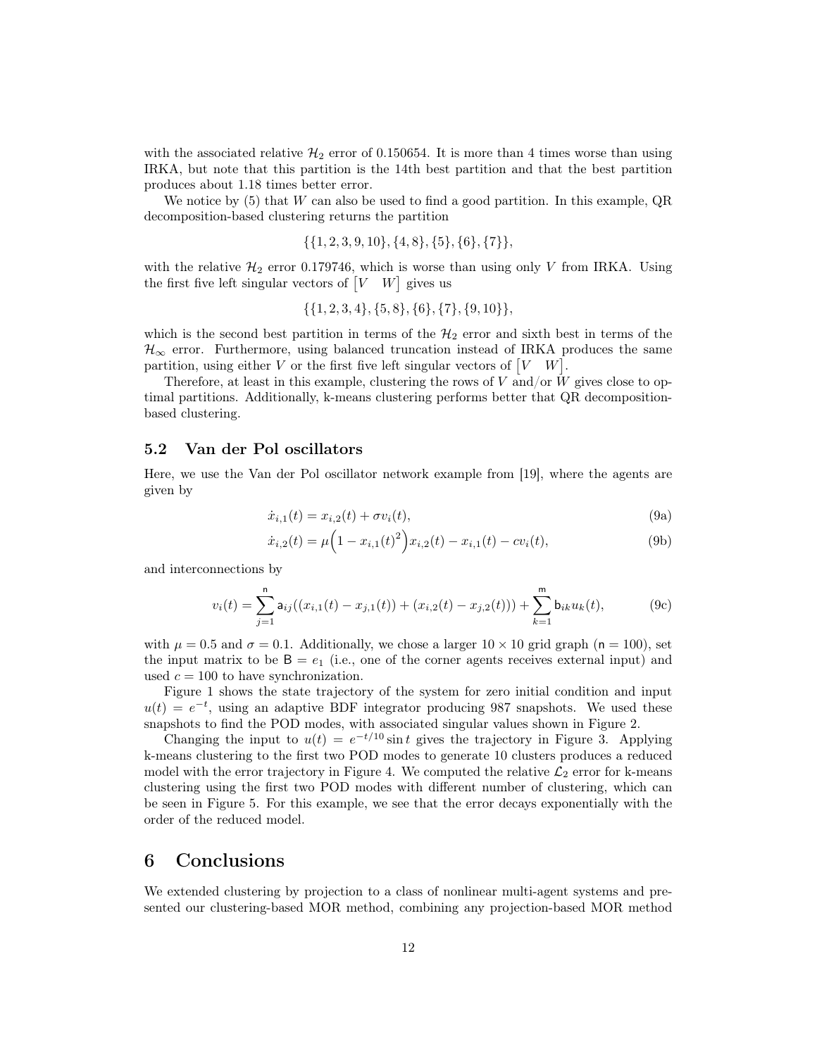with the associated relative $\mathcal{H}_2$ error of 0.150654. It is more than 4 times worse than using IRKA, but note that this partition is the 14th best partition and that the best partition produces about 1.18 times better error.

We notice by (5) that $W$ can also be used to find a good partition. In this example, QR decomposition-based clustering returns the partition

$$\{\{1, 2, 3, 9, 10\}, \{4, 8\}, \{5\}, \{6\}, \{7\}\},$$

with the relative $\mathcal{H}_2$ error 0.179746, which is worse than using only $V$ from IRKA. Using the first five left singular vectors of $\begin{bmatrix} V & W \end{bmatrix}$ gives us

$$\{\{1, 2, 3, 4\}, \{5, 8\}, \{6\}, \{7\}, \{9, 10\}\},$$

which is the second best partition in terms of the $\mathcal{H}_2$ error and sixth best in terms of the $\mathcal{H}_\infty$ error. Furthermore, using balanced truncation instead of IRKA produces the same partition, using either $V$ or the first five left singular vectors of $\begin{bmatrix} V & W \end{bmatrix}$.

Therefore, at least in this example, clustering the rows of $V$ and/or $W$ gives close to optimal partitions. Additionally, k-means clustering performs better that QR decomposition-based clustering.

## 5.2 Van der Pol oscillators

Here, we use the Van der Pol oscillator network example from [19], where the agents are given by

$$\dot{x}_{i,1}(t) = x_{i,2}(t) + \sigma v_i(t), \tag{9a}$$

$$\dot{x}_{i,2}(t) = \mu\Big(1 - x_{i,1}(t)^2\Big) x_{i,2}(t) - x_{i,1}(t) - c v_i(t), \tag{9b}$$

and interconnections by

$$v_i(t) = \sum_{j=1}^{\mathsf{n}} \mathsf{a}_{ij} ((x_{i,1}(t) - x_{j,1}(t)) + (x_{i,2}(t) - x_{j,2}(t))) + \sum_{k=1}^{\mathsf{m}} \mathsf{b}_{ik} u_k(t), \tag{9c}$$

with $\mu = 0.5$ and $\sigma = 0.1$. Additionally, we chose a larger $10 \times 10$ grid graph ($\mathsf{n} = 100$), set the input matrix to be $\mathsf{B} = e_1$ (i.e., one of the corner agents receives external input) and used $c = 100$ to have synchronization.

Figure 1 shows the state trajectory of the system for zero initial condition and input $u(t) = e^{-t}$, using an adaptive BDF integrator producing 987 snapshots. We used these snapshots to find the POD modes, with associated singular values shown in Figure 2.

Changing the input to $u(t) = e^{-t/10} \sin t$ gives the trajectory in Figure 3. Applying k-means clustering to the first two POD modes to generate 10 clusters produces a reduced model with the error trajectory in Figure 4. We computed the relative $\mathcal{L}_2$ error for k-means clustering using the first two POD modes with different number of clustering, which can be seen in Figure 5. For this example, we see that the error decays exponentially with the order of the reduced model.

# 6 Conclusions

We extended clustering by projection to a class of nonlinear multi-agent systems and presented our clustering-based MOR method, combining any projection-based MOR method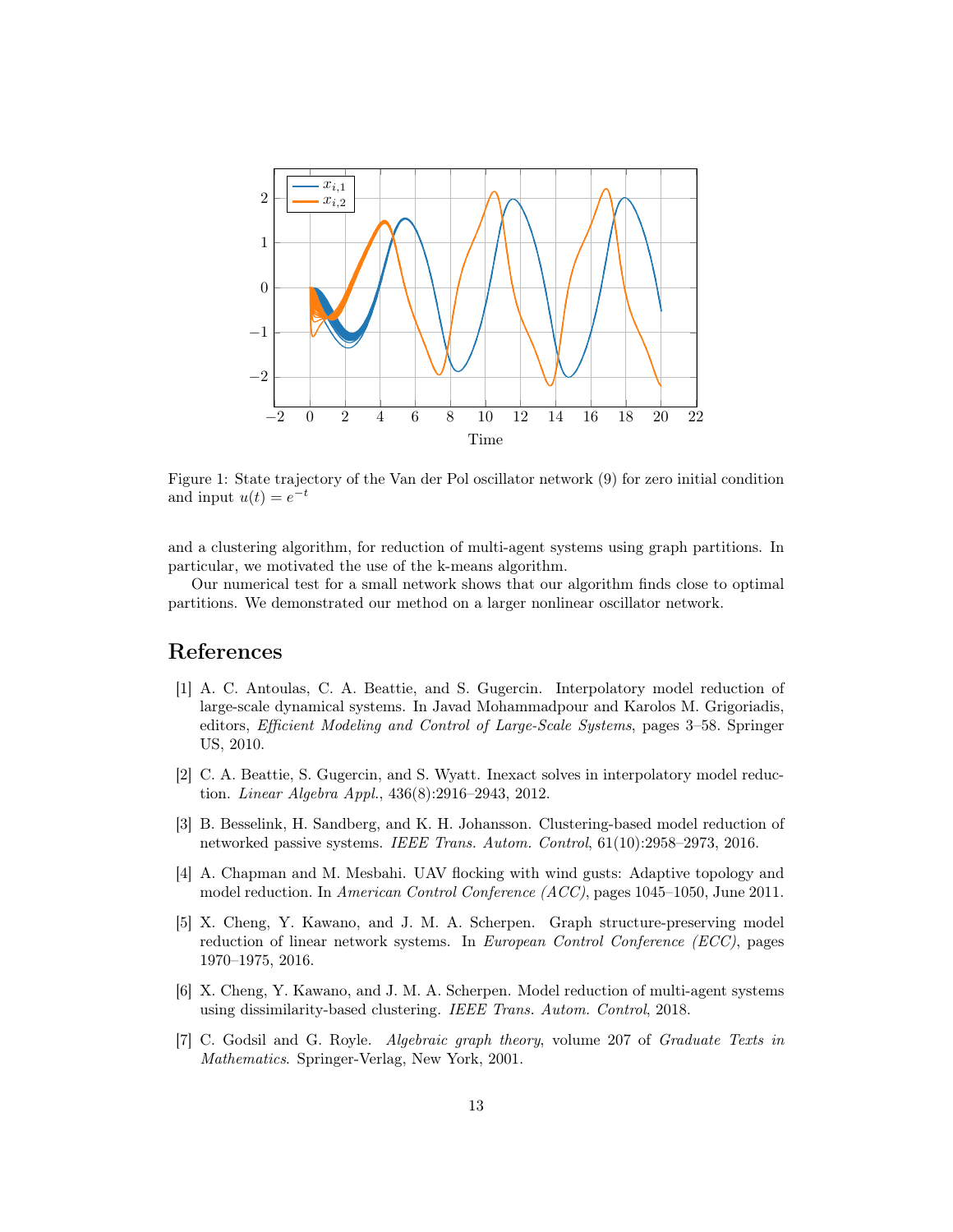Figure 1: State trajectory of the Van der Pol oscillator network (9) for zero initial condition and input $u(t) = e^{-t}$

and a clustering algorithm, for reduction of multi-agent systems using graph partitions. In particular, we motivated the use of the k-means algorithm.

Our numerical test for a small network shows that our algorithm finds close to optimal partitions. We demonstrated our method on a larger nonlinear oscillator network.

## References

[1] A. C. Antoulas, C. A. Beattie, and S. Gugercin. Interpolatory model reduction of large-scale dynamical systems. In Javad Mohammadpour and Karolos M. Grigoriadis, editors, *Efficient Modeling and Control of Large-Scale Systems*, pages 3–58. Springer US, 2010.

[2] C. A. Beattie, S. Gugercin, and S. Wyatt. Inexact solves in interpolatory model reduction. *Linear Algebra Appl.*, 436(8):2916–2943, 2012.

[3] B. Besselink, H. Sandberg, and K. H. Johansson. Clustering-based model reduction of networked passive systems. *IEEE Trans. Autom. Control*, 61(10):2958–2973, 2016.

[4] A. Chapman and M. Mesbahi. UAV flocking with wind gusts: Adaptive topology and model reduction. In *American Control Conference (ACC)*, pages 1045–1050, June 2011.

[5] X. Cheng, Y. Kawano, and J. M. A. Scherpen. Graph structure-preserving model reduction of linear network systems. In *European Control Conference (ECC)*, pages 1970–1975, 2016.

[6] X. Cheng, Y. Kawano, and J. M. A. Scherpen. Model reduction of multi-agent systems using dissimilarity-based clustering. *IEEE Trans. Autom. Control*, 2018.

[7] C. Godsil and G. Royle. *Algebraic graph theory*, volume 207 of *Graduate Texts in Mathematics*. Springer-Verlag, New York, 2001.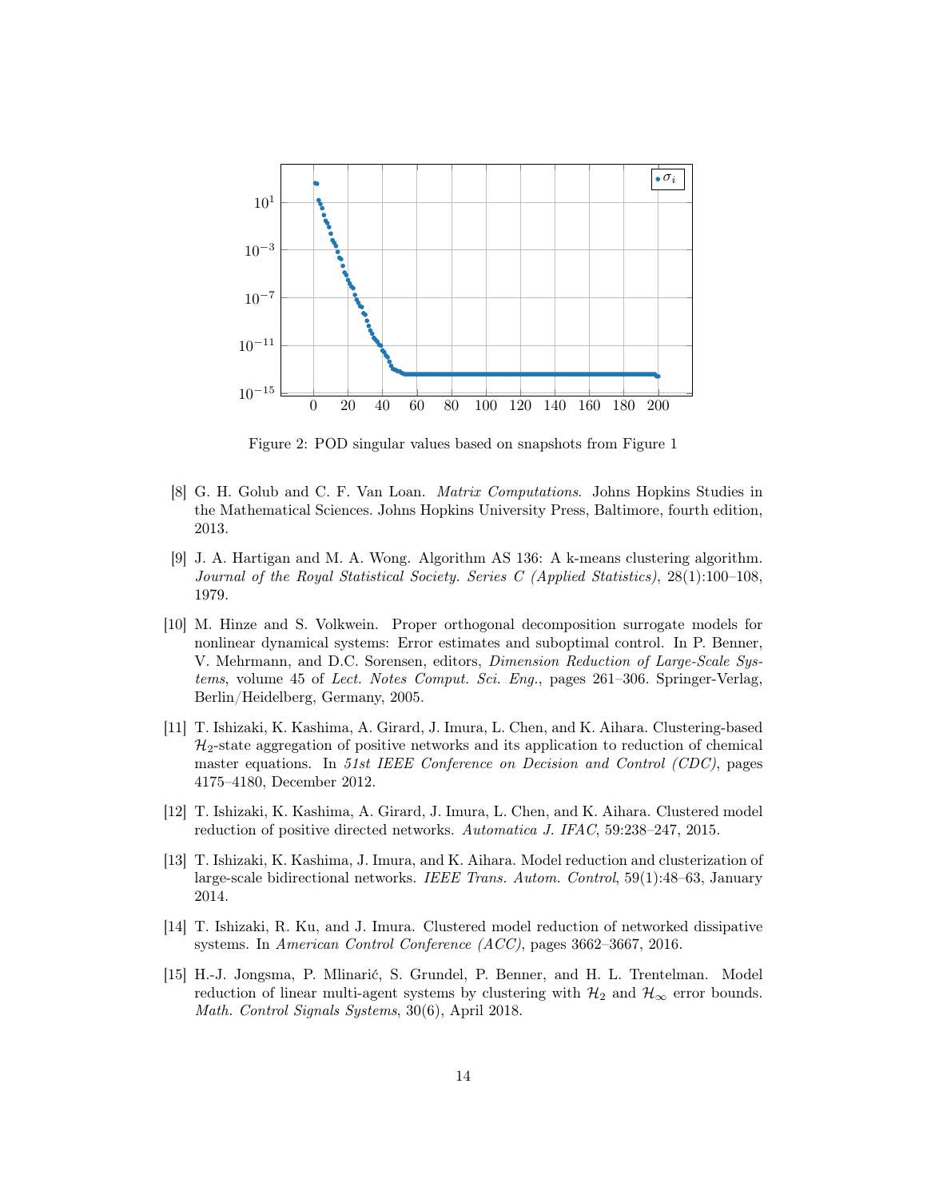Figure 2: POD singular values based on snapshots from Figure 1

[8] G. H. Golub and C. F. Van Loan. *Matrix Computations*. Johns Hopkins Studies in the Mathematical Sciences. Johns Hopkins University Press, Baltimore, fourth edition, 2013.

[9] J. A. Hartigan and M. A. Wong. Algorithm AS 136: A k-means clustering algorithm. *Journal of the Royal Statistical Society. Series C (Applied Statistics)*, 28(1):100–108, 1979.

[10] M. Hinze and S. Volkwein. Proper orthogonal decomposition surrogate models for nonlinear dynamical systems: Error estimates and suboptimal control. In P. Benner, V. Mehrmann, and D.C. Sorensen, editors, *Dimension Reduction of Large-Scale Systems*, volume 45 of *Lect. Notes Comput. Sci. Eng.*, pages 261–306. Springer-Verlag, Berlin/Heidelberg, Germany, 2005.

[11] T. Ishizaki, K. Kashima, A. Girard, J. Imura, L. Chen, and K. Aihara. Clustering-based $\mathcal{H}_2$-state aggregation of positive networks and its application to reduction of chemical master equations. In *51st IEEE Conference on Decision and Control (CDC)*, pages 4175–4180, December 2012.

[12] T. Ishizaki, K. Kashima, A. Girard, J. Imura, L. Chen, and K. Aihara. Clustered model reduction of positive directed networks. *Automatica J. IFAC*, 59:238–247, 2015.

[13] T. Ishizaki, K. Kashima, J. Imura, and K. Aihara. Model reduction and clusterization of large-scale bidirectional networks. *IEEE Trans. Autom. Control*, 59(1):48–63, January 2014.

[14] T. Ishizaki, R. Ku, and J. Imura. Clustered model reduction of networked dissipative systems. In *American Control Conference (ACC)*, pages 3662–3667, 2016.

[15] H.-J. Jongsma, P. Mlinarić, S. Grundel, P. Benner, and H. L. Trentelman. Model reduction of linear multi-agent systems by clustering with $\mathcal{H}_2$ and $\mathcal{H}_\infty$ error bounds. *Math. Control Signals Systems*, 30(6), April 2018.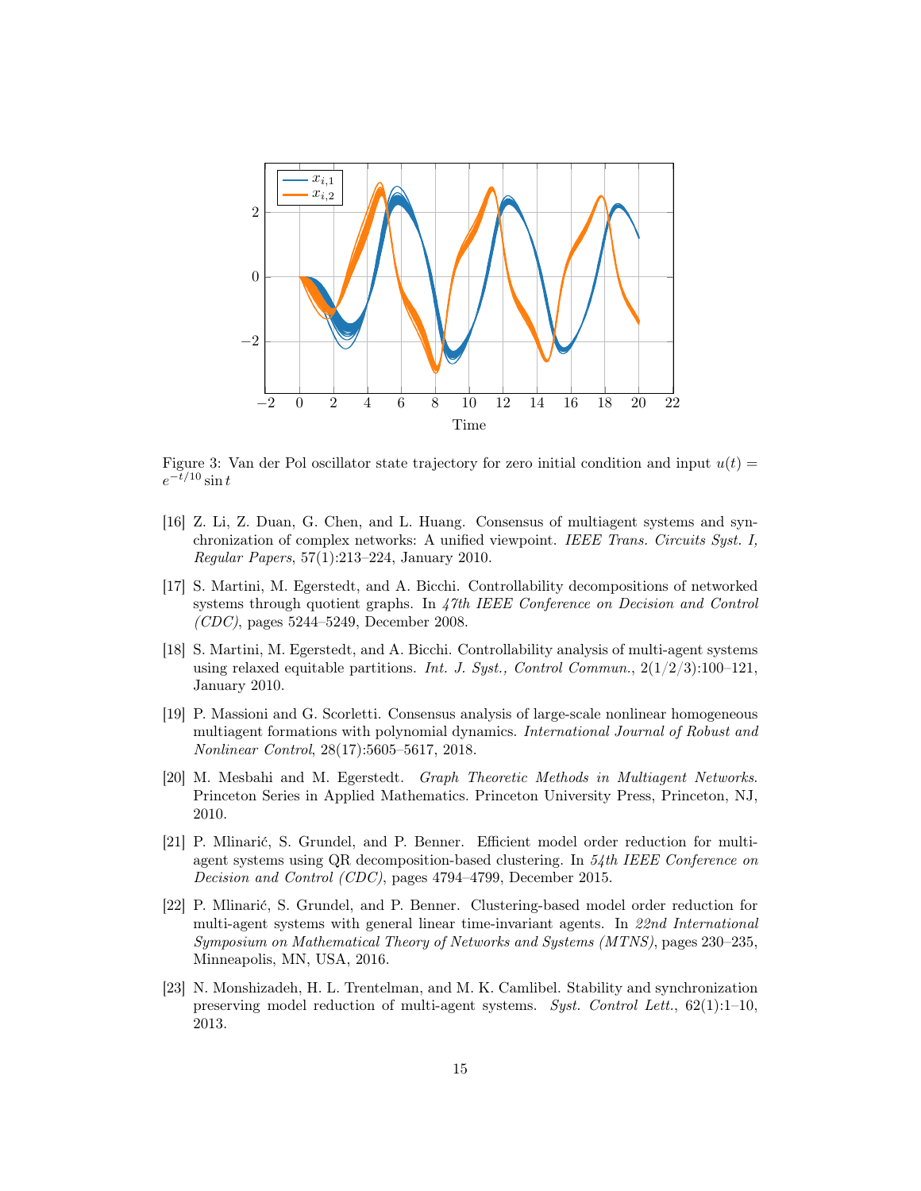Figure 3: Van der Pol oscillator state trajectory for zero initial condition and input $u(t) = e^{-t/10} \sin t$

[16] Z. Li, Z. Duan, G. Chen, and L. Huang. Consensus of multiagent systems and synchronization of complex networks: A unified viewpoint. *IEEE Trans. Circuits Syst. I, Regular Papers*, 57(1):213–224, January 2010.

[17] S. Martini, M. Egerstedt, and A. Bicchi. Controllability decompositions of networked systems through quotient graphs. In *47th IEEE Conference on Decision and Control (CDC)*, pages 5244–5249, December 2008.

[18] S. Martini, M. Egerstedt, and A. Bicchi. Controllability analysis of multi-agent systems using relaxed equitable partitions. *Int. J. Syst., Control Commun.*, 2(1/2/3):100–121, January 2010.

[19] P. Massioni and G. Scorletti. Consensus analysis of large-scale nonlinear homogeneous multiagent formations with polynomial dynamics. *International Journal of Robust and Nonlinear Control*, 28(17):5605–5617, 2018.

[20] M. Mesbahi and M. Egerstedt. *Graph Theoretic Methods in Multiagent Networks*. Princeton Series in Applied Mathematics. Princeton University Press, Princeton, NJ, 2010.

[21] P. Mlinarić, S. Grundel, and P. Benner. Efficient model order reduction for multi-agent systems using QR decomposition-based clustering. In *54th IEEE Conference on Decision and Control (CDC)*, pages 4794–4799, December 2015.

[22] P. Mlinarić, S. Grundel, and P. Benner. Clustering-based model order reduction for multi-agent systems with general linear time-invariant agents. In *22nd International Symposium on Mathematical Theory of Networks and Systems (MTNS)*, pages 230–235, Minneapolis, MN, USA, 2016.

[23] N. Monshizadeh, H. L. Trentelman, and M. K. Camlibel. Stability and synchronization preserving model reduction of multi-agent systems. *Syst. Control Lett.*, 62(1):1–10, 2013.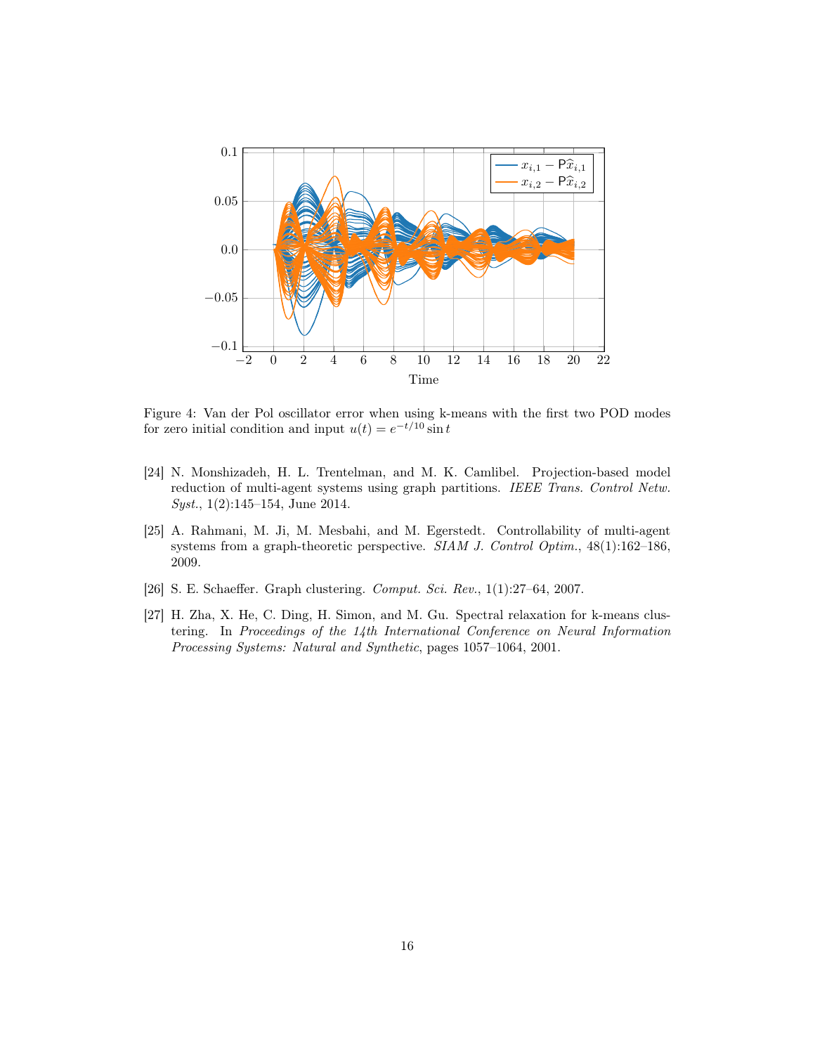Figure 4: Van der Pol oscillator error when using k-means with the first two POD modes for zero initial condition and input $u(t) = e^{-t/10} \sin t$

[24] N. Monshizadeh, H. L. Trentelman, and M. K. Camlibel. Projection-based model reduction of multi-agent systems using graph partitions. *IEEE Trans. Control Netw. Syst.*, 1(2):145–154, June 2014.

[25] A. Rahmani, M. Ji, M. Mesbahi, and M. Egerstedt. Controllability of multi-agent systems from a graph-theoretic perspective. *SIAM J. Control Optim.*, 48(1):162–186, 2009.

[26] S. E. Schaeffer. Graph clustering. *Comput. Sci. Rev.*, 1(1):27–64, 2007.

[27] H. Zha, X. He, C. Ding, H. Simon, and M. Gu. Spectral relaxation for k-means clustering. In *Proceedings of the 14th International Conference on Neural Information Processing Systems: Natural and Synthetic*, pages 1057–1064, 2001.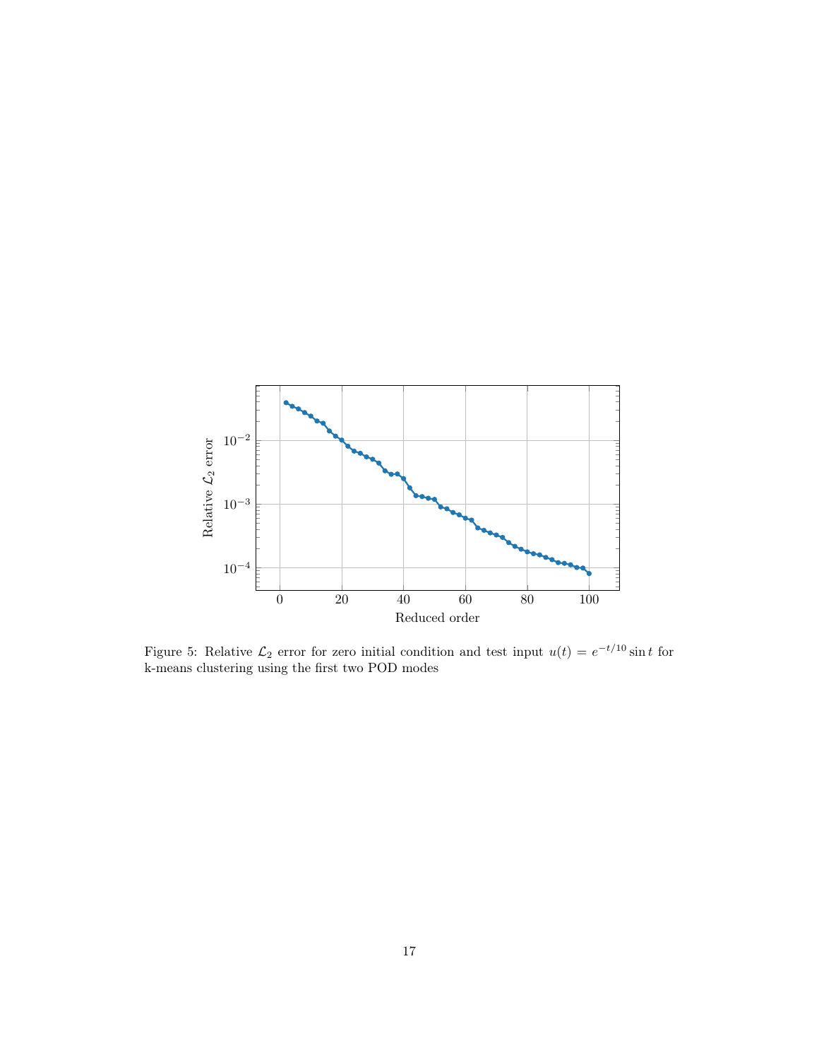Figure 5: Relative $\mathcal{L}_2$ error for zero initial condition and test input $u(t) = e^{-t/10} \sin t$ for k-means clustering using the first two POD modes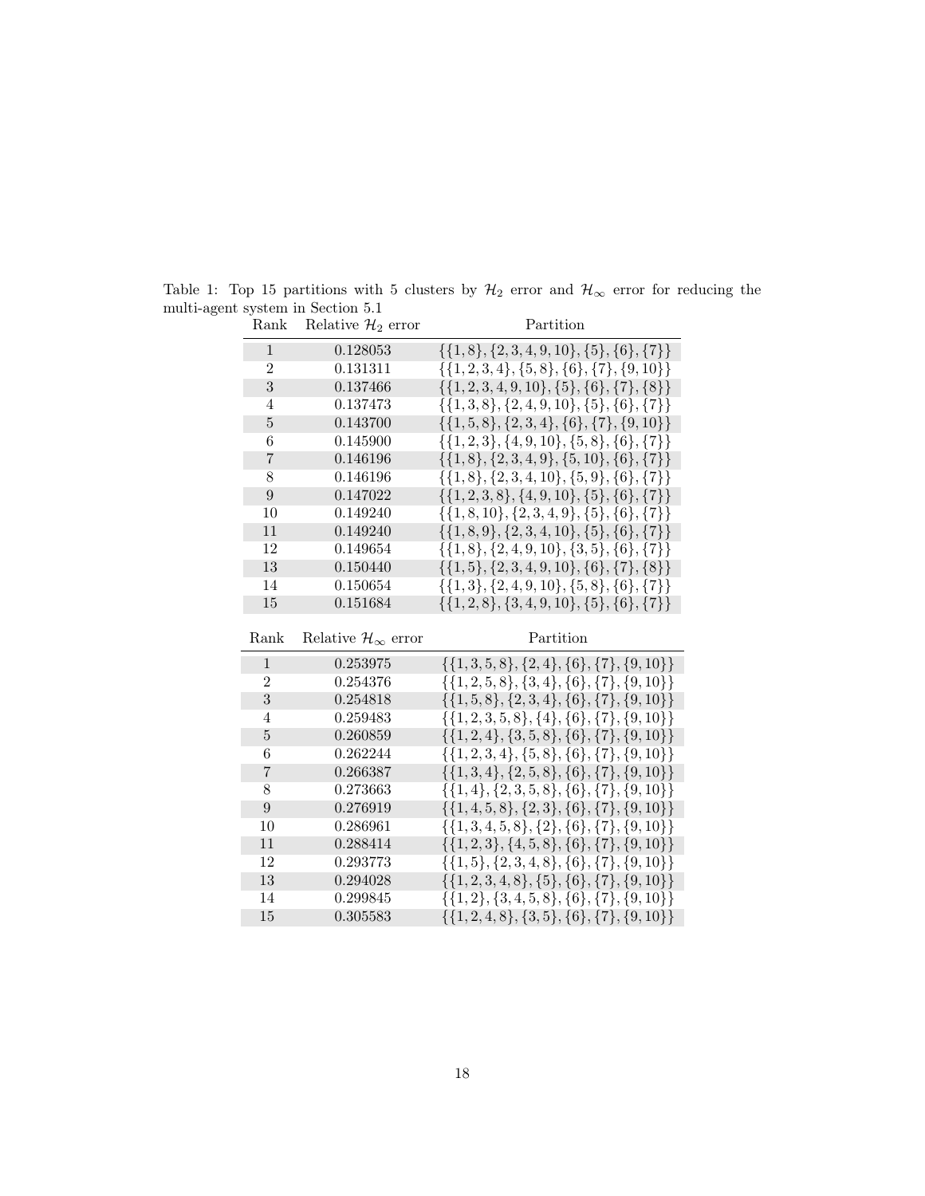Table 1: Top 15 partitions with 5 clusters by $\mathcal{H}_2$ error and $\mathcal{H}_\infty$ error for reducing the multi-agent system in Section 5.1

| Rank | Relative $\mathcal{H}_2$ error | Partition |
|---|---|---|
| 1 | 0.128053 | $\{\{1,8\},\{2,3,4,9,10\},\{5\},\{6\},\{7\}\}$ |
| 2 | 0.131311 | $\{\{1,2,3,4\},\{5,8\},\{6\},\{7\},\{9,10\}\}$ |
| 3 | 0.137466 | $\{\{1,2,3,4,9,10\},\{5\},\{6\},\{7\},\{8\}\}$ |
| 4 | 0.137473 | $\{\{1,3,8\},\{2,4,9,10\},\{5\},\{6\},\{7\}\}$ |
| 5 | 0.143700 | $\{\{1,5,8\},\{2,3,4\},\{6\},\{7\},\{9,10\}\}$ |
| 6 | 0.145900 | $\{\{1,2,3\},\{4,9,10\},\{5,8\},\{6\},\{7\}\}$ |
| 7 | 0.146196 | $\{\{1,8\},\{2,3,4,9\},\{5,10\},\{6\},\{7\}\}$ |
| 8 | 0.146196 | $\{\{1,8\},\{2,3,4,10\},\{5,9\},\{6\},\{7\}\}$ |
| 9 | 0.147022 | $\{\{1,2,3,8\},\{4,9,10\},\{5\},\{6\},\{7\}\}$ |
| 10 | 0.149240 | $\{\{1,8,10\},\{2,3,4,9\},\{5\},\{6\},\{7\}\}$ |
| 11 | 0.149240 | $\{\{1,8,9\},\{2,3,4,10\},\{5\},\{6\},\{7\}\}$ |
| 12 | 0.149654 | $\{\{1,8\},\{2,4,9,10\},\{3,5\},\{6\},\{7\}\}$ |
| 13 | 0.150440 | $\{\{1,5\},\{2,3,4,9,10\},\{6\},\{7\},\{8\}\}$ |
| 14 | 0.150654 | $\{\{1,3\},\{2,4,9,10\},\{5,8\},\{6\},\{7\}\}$ |
| 15 | 0.151684 | $\{\{1,2,8\},\{3,4,9,10\},\{5\},\{6\},\{7\}\}$ |

| Rank | Relative $\mathcal{H}_\infty$ error | Partition |
|---|---|---|
| 1 | 0.253975 | $\{\{1,3,5,8\},\{2,4\},\{6\},\{7\},\{9,10\}\}$ |
| 2 | 0.254376 | $\{\{1,2,5,8\},\{3,4\},\{6\},\{7\},\{9,10\}\}$ |
| 3 | 0.254818 | $\{\{1,5,8\},\{2,3,4\},\{6\},\{7\},\{9,10\}\}$ |
| 4 | 0.259483 | $\{\{1,2,3,5,8\},\{4\},\{6\},\{7\},\{9,10\}\}$ |
| 5 | 0.260859 | $\{\{1,2,4\},\{3,5,8\},\{6\},\{7\},\{9,10\}\}$ |
| 6 | 0.262244 | $\{\{1,2,3,4\},\{5,8\},\{6\},\{7\},\{9,10\}\}$ |
| 7 | 0.266387 | $\{\{1,3,4\},\{2,5,8\},\{6\},\{7\},\{9,10\}\}$ |
| 8 | 0.273663 | $\{\{1,4\},\{2,3,5,8\},\{6\},\{7\},\{9,10\}\}$ |
| 9 | 0.276919 | $\{\{1,4,5,8\},\{2,3\},\{6\},\{7\},\{9,10\}\}$ |
| 10 | 0.286961 | $\{\{1,3,4,5,8\},\{2\},\{6\},\{7\},\{9,10\}\}$ |
| 11 | 0.288414 | $\{\{1,2,3\},\{4,5,8\},\{6\},\{7\},\{9,10\}\}$ |
| 12 | 0.293773 | $\{\{1,5\},\{2,3,4,8\},\{6\},\{7\},\{9,10\}\}$ |
| 13 | 0.294028 | $\{\{1,2,3,4,8\},\{5\},\{6\},\{7\},\{9,10\}\}$ |
| 14 | 0.299845 | $\{\{1,2\},\{3,4,5,8\},\{6\},\{7\},\{9,10\}\}$ |
| 15 | 0.305583 | $\{\{1,2,4,8\},\{3,5\},\{6\},\{7\},\{9,10\}\}$ |